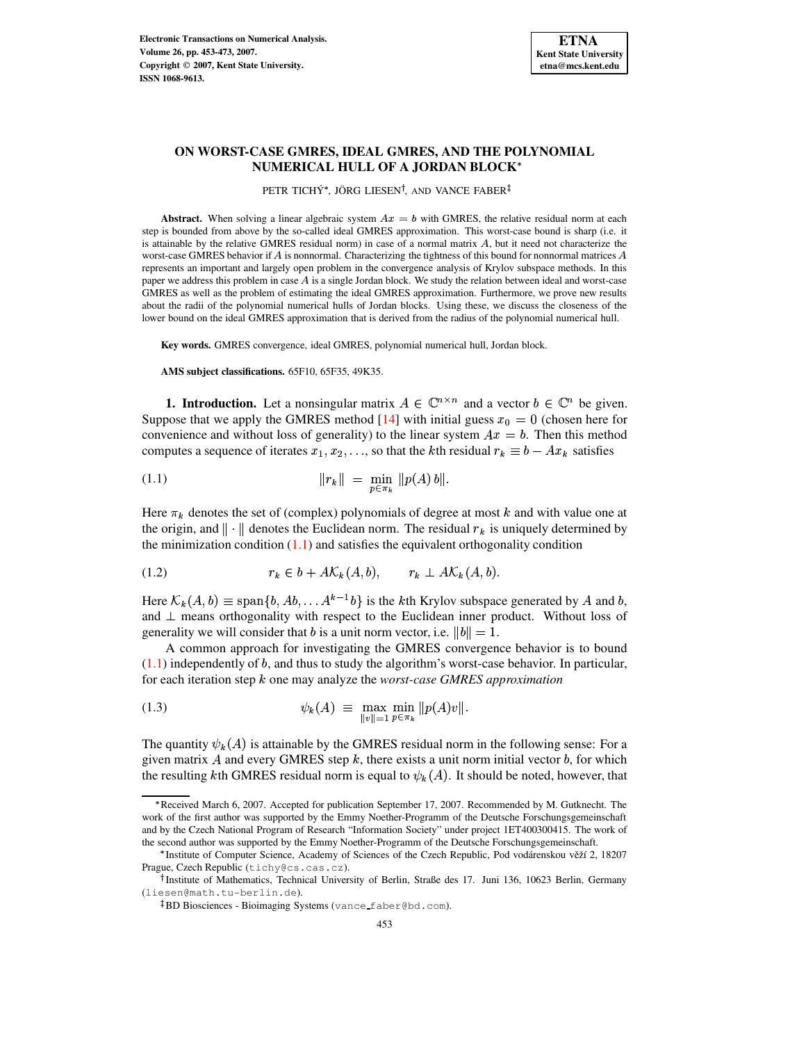# ON WORST-CASE GMRES, IDEAL GMRES, AND THE POLYNOMIAL NUMERICAL HULL OF A JORDAN BLOCK*

PETR TICHÝ*, JÖRG LIESEN†, AND VANCE FABER‡

**Abstract.** When solving a linear algebraic system $Ax = b$ with GMRES, the relative residual norm at each step is bounded from above by the so-called ideal GMRES approximation. This worst-case bound is sharp (i.e. it is attainable by the relative GMRES residual norm) in case of a normal matrix $A$, but it need not characterize the worst-case GMRES behavior if $A$ is nonnormal. Characterizing the tightness of this bound for nonnormal matrices $A$ represents an important and largely open problem in the convergence analysis of Krylov subspace methods. In this paper we address this problem in case $A$ is a single Jordan block. We study the relation between ideal and worst-case GMRES as well as the problem of estimating the ideal GMRES approximation. Furthermore, we prove new results about the radii of the polynomial numerical hulls of Jordan blocks. Using these, we discuss the closeness of the lower bound on the ideal GMRES approximation that is derived from the radius of the polynomial numerical hull.

**Key words.** GMRES convergence, ideal GMRES, polynomial numerical hull, Jordan block.

**AMS subject classifications.** 65F10, 65F35, 49K35.

**1. Introduction.** Let a nonsingular matrix $A \in \mathbb{C}^{n\times n}$ and a vector $b \in \mathbb{C}^n$ be given. Suppose that we apply the GMRES method [14] with initial guess $x_0 = 0$ (chosen here for convenience and without loss of generality) to the linear system $Ax = b$. Then this method computes a sequence of iterates $x_1, x_2, \ldots$, so that the $k$th residual $r_k \equiv b - Ax_k$ satisfies

$$\|r_k\| \;=\; \min_{p\in\pi_k} \|p(A)\, b\|. \tag{1.1}$$

Here $\pi_k$ denotes the set of (complex) polynomials of degree at most $k$ and with value one at the origin, and $\|\cdot\|$ denotes the Euclidean norm. The residual $r_k$ is uniquely determined by the minimization condition (1.1) and satisfies the equivalent orthogonality condition

$$r_k \in b + A\mathcal{K}_k(A, b), \qquad r_k \perp A\mathcal{K}_k(A, b). \tag{1.2}$$

Here $\mathcal{K}_k(A, b) \equiv \operatorname{span}\{b, Ab, \ldots A^{k-1}b\}$ is the $k$th Krylov subspace generated by $A$ and $b$, and $\perp$ means orthogonality with respect to the Euclidean inner product. Without loss of generality we will consider that $b$ is a unit norm vector, i.e. $\|b\| = 1$.

A common approach for investigating the GMRES convergence behavior is to bound (1.1) independently of $b$, and thus to study the algorithm's worst-case behavior. In particular, for each iteration step $k$ one may analyze the *worst-case GMRES approximation*

$$\psi_k(A) \;\equiv\; \max_{\|v\|=1} \min_{p\in\pi_k} \|p(A)v\|. \tag{1.3}$$

The quantity $\psi_k(A)$ is attainable by the GMRES residual norm in the following sense: For a given matrix $A$ and every GMRES step $k$, there exists a unit norm initial vector $b$, for which the resulting $k$th GMRES residual norm is equal to $\psi_k(A)$. It should be noted, however, that

---

*Received March 6, 2007. Accepted for publication September 17, 2007. Recommended by M. Gutknecht. The work of the first author was supported by the Emmy Noether-Programm of the Deutsche Forschungsgemeinschaft and by the Czech National Program of Research "Information Society" under project 1ET400300415. The work of the second author was supported by the Emmy Noether-Programm of the Deutsche Forschungsgemeinschaft.

*Institute of Computer Science, Academy of Sciences of the Czech Republic, Pod vodárenskou věží 2, 18207 Prague, Czech Republic (tichy@cs.cas.cz).

†Institute of Mathematics, Technical University of Berlin, Straße des 17. Juni 136, 10623 Berlin, Germany (liesen@math.tu-berlin.de).

‡BD Biosciences - Bioimaging Systems (vance_faber@bd.com).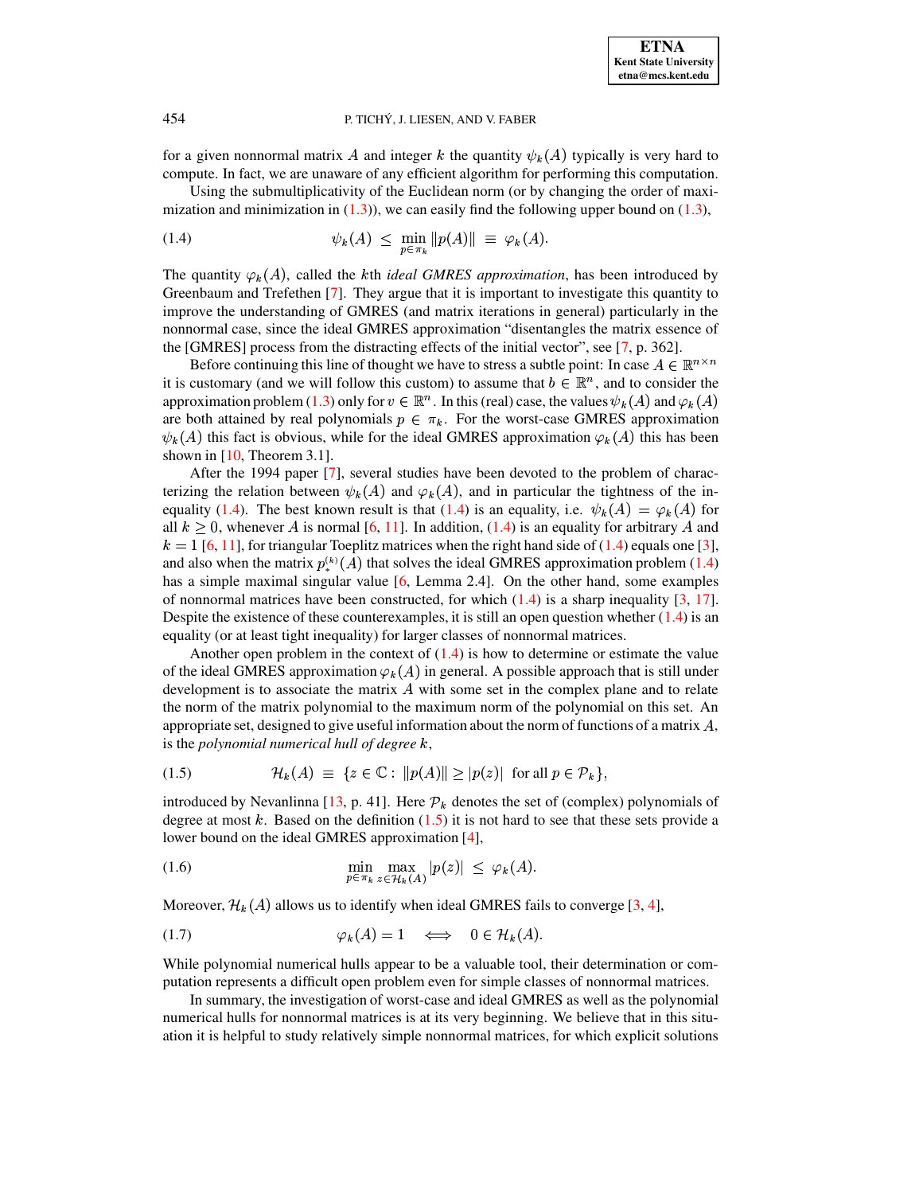for a given nonnormal matrix $A$ and integer $k$ the quantity $\psi_k(A)$ typically is very hard to compute. In fact, we are unaware of any efficient algorithm for performing this computation.

Using the submultiplicativity of the Euclidean norm (or by changing the order of maximization and minimization in (1.3)), we can easily find the following upper bound on (1.3),

$$\psi_k(A) \;\leq\; \min_{p \in \pi_k} \|p(A)\| \;\equiv\; \varphi_k(A). \tag{1.4}$$

The quantity $\varphi_k(A)$, called the $k$th *ideal GMRES approximation*, has been introduced by Greenbaum and Trefethen [7]. They argue that it is important to investigate this quantity to improve the understanding of GMRES (and matrix iterations in general) particularly in the nonnormal case, since the ideal GMRES approximation "disentangles the matrix essence of the [GMRES] process from the distracting effects of the initial vector", see [7, p. 362].

Before continuing this line of thought we have to stress a subtle point: In case $A \in \mathbb{R}^{n\times n}$ it is customary (and we will follow this custom) to assume that $b \in \mathbb{R}^n$, and to consider the approximation problem (1.3) only for $v \in \mathbb{R}^n$. In this (real) case, the values $\psi_k(A)$ and $\varphi_k(A)$ are both attained by real polynomials $p \in \pi_k$. For the worst-case GMRES approximation $\psi_k(A)$ this fact is obvious, while for the ideal GMRES approximation $\varphi_k(A)$ this has been shown in [10, Theorem 3.1].

After the 1994 paper [7], several studies have been devoted to the problem of characterizing the relation between $\psi_k(A)$ and $\varphi_k(A)$, and in particular the tightness of the inequality (1.4). The best known result is that (1.4) is an equality, i.e. $\psi_k(A) = \varphi_k(A)$ for all $k \geq 0$, whenever $A$ is normal [6, 11]. In addition, (1.4) is an equality for arbitrary $A$ and $k = 1$ [6, 11], for triangular Toeplitz matrices when the right hand side of (1.4) equals one [3], and also when the matrix $p_*^{(k)}(A)$ that solves the ideal GMRES approximation problem (1.4) has a simple maximal singular value [6, Lemma 2.4]. On the other hand, some examples of nonnormal matrices have been constructed, for which (1.4) is a sharp inequality [3, 17]. Despite the existence of these counterexamples, it is still an open question whether (1.4) is an equality (or at least tight inequality) for larger classes of nonnormal matrices.

Another open problem in the context of (1.4) is how to determine or estimate the value of the ideal GMRES approximation $\varphi_k(A)$ in general. A possible approach that is still under development is to associate the matrix $A$ with some set in the complex plane and to relate the norm of the matrix polynomial to the maximum norm of the polynomial on this set. An appropriate set, designed to give useful information about the norm of functions of a matrix $A$, is the *polynomial numerical hull of degree* $k$,

$$\mathcal{H}_k(A) \;\equiv\; \{z \in \mathbb{C}: \; \|p(A)\| \geq |p(z)| \;\text{ for all } p \in \mathcal{P}_k\}, \tag{1.5}$$

introduced by Nevanlinna [13, p. 41]. Here $\mathcal{P}_k$ denotes the set of (complex) polynomials of degree at most $k$. Based on the definition (1.5) it is not hard to see that these sets provide a lower bound on the ideal GMRES approximation [4],

$$\min_{p \in \pi_k} \max_{z \in \mathcal{H}_k(A)} |p(z)| \;\leq\; \varphi_k(A). \tag{1.6}$$

Moreover, $\mathcal{H}_k(A)$ allows us to identify when ideal GMRES fails to converge [3, 4],

$$\varphi_k(A) = 1 \quad \Longleftrightarrow \quad 0 \in \mathcal{H}_k(A). \tag{1.7}$$

While polynomial numerical hulls appear to be a valuable tool, their determination or computation represents a difficult open problem even for simple classes of nonnormal matrices.

In summary, the investigation of worst-case and ideal GMRES as well as the polynomial numerical hulls for nonnormal matrices is at its very beginning. We believe that in this situation it is helpful to study relatively simple nonnormal matrices, for which explicit solutions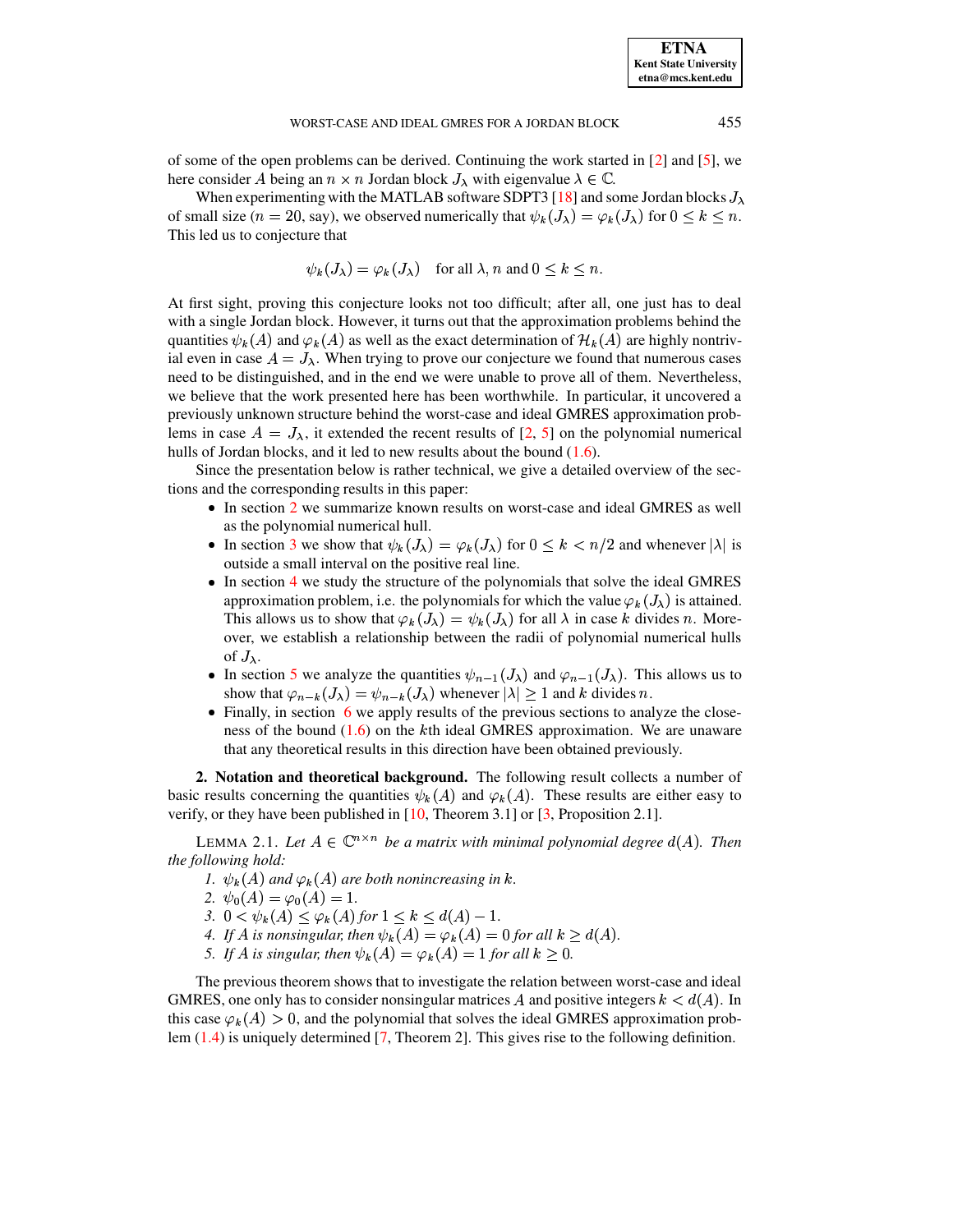of some of the open problems can be derived. Continuing the work started in [2] and [5], we here consider $A$ being an $n \times n$ Jordan block $J_\lambda$ with eigenvalue $\lambda \in \mathbb{C}$.

When experimenting with the MATLAB software SDPT3 [18] and some Jordan blocks $J_\lambda$ of small size ($n = 20$, say), we observed numerically that $\psi_k(J_\lambda) = \varphi_k(J_\lambda)$ for $0 \leq k \leq n$. This led us to conjecture that

$$\psi_k(J_\lambda) = \varphi_k(J_\lambda) \quad \text{for all } \lambda, n \text{ and } 0 \leq k \leq n.$$

At first sight, proving this conjecture looks not too difficult; after all, one just has to deal with a single Jordan block. However, it turns out that the approximation problems behind the quantities $\psi_k(A)$ and $\varphi_k(A)$ as well as the exact determination of $\mathcal{H}_k(A)$ are highly nontrivial even in case $A = J_\lambda$. When trying to prove our conjecture we found that numerous cases need to be distinguished, and in the end we were unable to prove all of them. Nevertheless, we believe that the work presented here has been worthwhile. In particular, it uncovered a previously unknown structure behind the worst-case and ideal GMRES approximation problems in case $A = J_\lambda$, it extended the recent results of [2, 5] on the polynomial numerical hulls of Jordan blocks, and it led to new results about the bound (1.6).

Since the presentation below is rather technical, we give a detailed overview of the sections and the corresponding results in this paper:

- In section 2 we summarize known results on worst-case and ideal GMRES as well as the polynomial numerical hull.
- In section 3 we show that $\psi_k(J_\lambda) = \varphi_k(J_\lambda)$ for $0 \leq k < n/2$ and whenever $|\lambda|$ is outside a small interval on the positive real line.
- In section 4 we study the structure of the polynomials that solve the ideal GMRES approximation problem, i.e. the polynomials for which the value $\varphi_k(J_\lambda)$ is attained. This allows us to show that $\varphi_k(J_\lambda) = \psi_k(J_\lambda)$ for all $\lambda$ in case $k$ divides $n$. Moreover, we establish a relationship between the radii of polynomial numerical hulls of $J_\lambda$.
- In section 5 we analyze the quantities $\psi_{n-1}(J_\lambda)$ and $\varphi_{n-1}(J_\lambda)$. This allows us to show that $\varphi_{n-k}(J_\lambda) = \psi_{n-k}(J_\lambda)$ whenever $|\lambda| \geq 1$ and $k$ divides $n$.
- Finally, in section 6 we apply results of the previous sections to analyze the closeness of the bound (1.6) on the $k$th ideal GMRES approximation. We are unaware that any theoretical results in this direction have been obtained previously.

## 2. Notation and theoretical background.

The following result collects a number of basic results concerning the quantities $\psi_k(A)$ and $\varphi_k(A)$. These results are either easy to verify, or they have been published in [10, Theorem 3.1] or [3, Proposition 2.1].

LEMMA 2.1. *Let $A \in \mathbb{C}^{n \times n}$ be a matrix with minimal polynomial degree $d(A)$. Then the following hold:*

1. *$\psi_k(A)$ and $\varphi_k(A)$ are both nonincreasing in $k$.*
2. *$\psi_0(A) = \varphi_0(A) = 1$.*
3. *$0 < \psi_k(A) \leq \varphi_k(A)$ for $1 \leq k \leq d(A) - 1$.*
4. *If $A$ is nonsingular, then $\psi_k(A) = \varphi_k(A) = 0$ for all $k \geq d(A)$.*
5. *If $A$ is singular, then $\psi_k(A) = \varphi_k(A) = 1$ for all $k \geq 0$.*

The previous theorem shows that to investigate the relation between worst-case and ideal GMRES, one only has to consider nonsingular matrices $A$ and positive integers $k < d(A)$. In this case $\varphi_k(A) > 0$, and the polynomial that solves the ideal GMRES approximation problem (1.4) is uniquely determined [7, Theorem 2]. This gives rise to the following definition.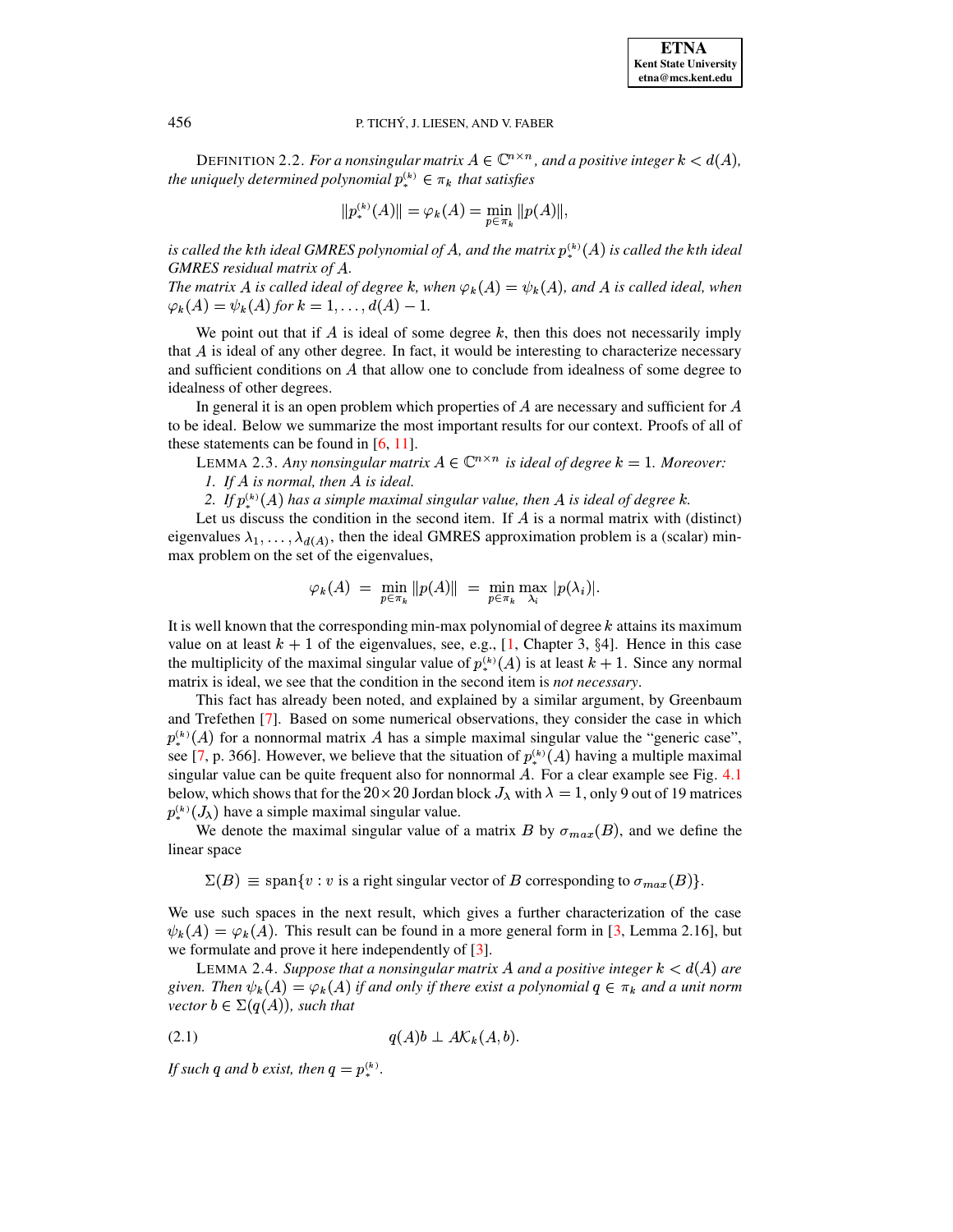DEFINITION 2.2. *For a nonsingular matrix $A \in \mathbb{C}^{n\times n}$, and a positive integer $k < d(A)$, the uniquely determined polynomial $p_*^{(k)} \in \pi_k$ that satisfies*

$$\|p_*^{(k)}(A)\| = \varphi_k(A) = \min_{p\in\pi_k} \|p(A)\|,$$

*is called the kth ideal GMRES polynomial of $A$, and the matrix $p_*^{(k)}(A)$ is called the kth ideal GMRES residual matrix of $A$.*
*The matrix $A$ is called ideal of degree $k$, when $\varphi_k(A) = \psi_k(A)$, and $A$ is called ideal, when $\varphi_k(A) = \psi_k(A)$ for $k = 1, \ldots, d(A) - 1$.*

We point out that if $A$ is ideal of some degree $k$, then this does not necessarily imply that $A$ is ideal of any other degree. In fact, it would be interesting to characterize necessary and sufficient conditions on $A$ that allow one to conclude from idealness of some degree to idealness of other degrees.

In general it is an open problem which properties of $A$ are necessary and sufficient for $A$ to be ideal. Below we summarize the most important results for our context. Proofs of all of these statements can be found in [6, 11].

LEMMA 2.3. *Any nonsingular matrix $A \in \mathbb{C}^{n\times n}$ is ideal of degree $k = 1$. Moreover:*

1. *If $A$ is normal, then $A$ is ideal.*
2. *If $p_*^{(k)}(A)$ has a simple maximal singular value, then $A$ is ideal of degree $k$.*

Let us discuss the condition in the second item. If $A$ is a normal matrix with (distinct) eigenvalues $\lambda_1, \ldots, \lambda_{d(A)}$, then the ideal GMRES approximation problem is a (scalar) min-max problem on the set of the eigenvalues,

$$\varphi_k(A) \;=\; \min_{p\in\pi_k} \|p(A)\| \;=\; \min_{p\in\pi_k} \max_{\lambda_i} |p(\lambda_i)|.$$

It is well known that the corresponding min-max polynomial of degree $k$ attains its maximum value on at least $k + 1$ of the eigenvalues, see, e.g., [1, Chapter 3, §4]. Hence in this case the multiplicity of the maximal singular value of $p_*^{(k)}(A)$ is at least $k + 1$. Since any normal matrix is ideal, we see that the condition in the second item is *not necessary*.

This fact has already been noted, and explained by a similar argument, by Greenbaum and Trefethen [7]. Based on some numerical observations, they consider the case in which $p_*^{(k)}(A)$ for a nonnormal matrix $A$ has a simple maximal singular value the "generic case", see [7, p. 366]. However, we believe that the situation of $p_*^{(k)}(A)$ having a multiple maximal singular value can be quite frequent also for nonnormal $A$. For a clear example see Fig. 4.1 below, which shows that for the $20\times 20$ Jordan block $J_\lambda$ with $\lambda = 1$, only 9 out of 19 matrices $p_*^{(k)}(J_\lambda)$ have a simple maximal singular value.

We denote the maximal singular value of a matrix $B$ by $\sigma_{max}(B)$, and we define the linear space

$$\Sigma(B) \;\equiv\; \text{span}\{v : v \text{ is a right singular vector of } B \text{ corresponding to } \sigma_{max}(B)\}.$$

We use such spaces in the next result, which gives a further characterization of the case $\psi_k(A) = \varphi_k(A)$. This result can be found in a more general form in [3, Lemma 2.16], but we formulate and prove it here independently of [3].

LEMMA 2.4. *Suppose that a nonsingular matrix $A$ and a positive integer $k < d(A)$ are given. Then $\psi_k(A) = \varphi_k(A)$ if and only if there exist a polynomial $q \in \pi_k$ and a unit norm vector $b \in \Sigma(q(A))$, such that*

$$q(A)b \perp A\mathcal{K}_k(A, b). \tag{2.1}$$

*If such $q$ and $b$ exist, then $q = p_*^{(k)}$.*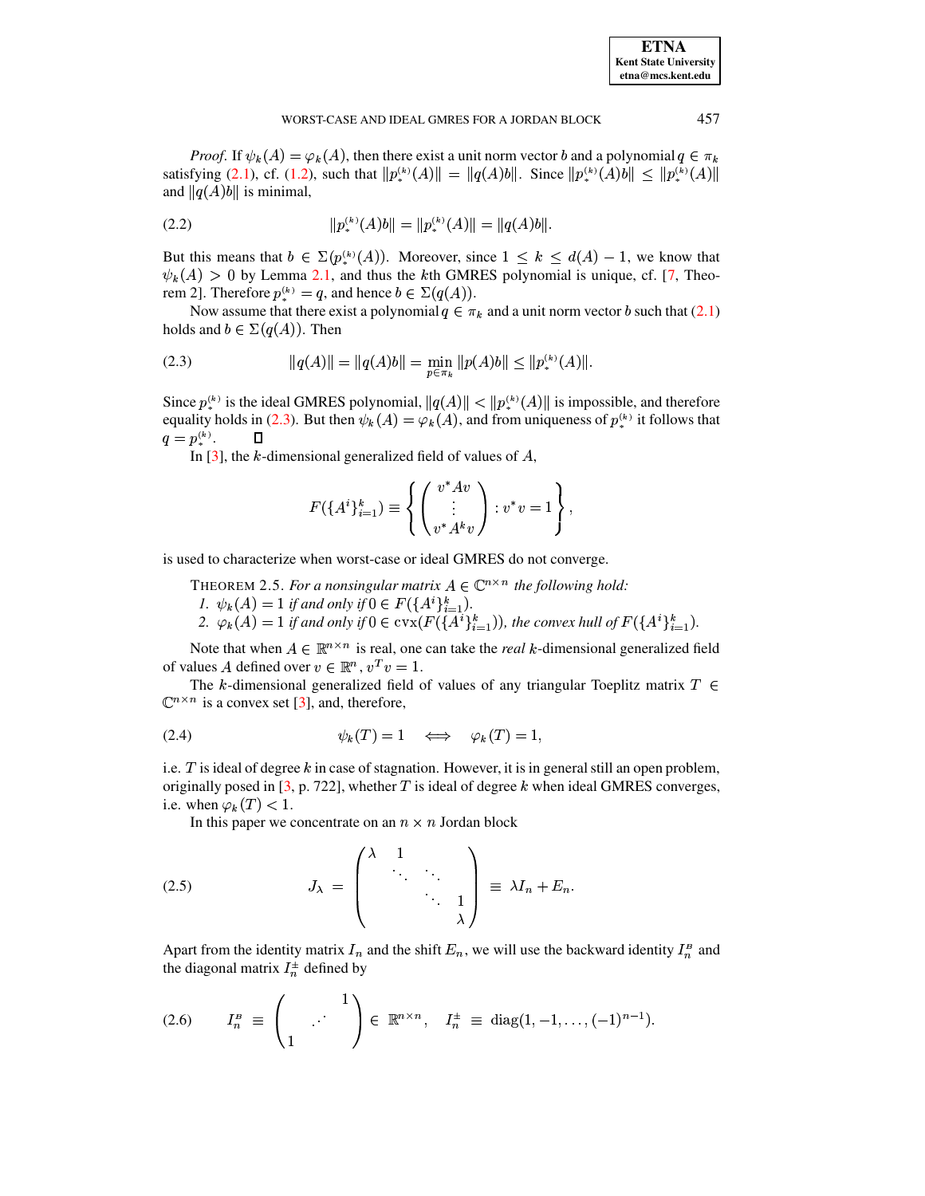*Proof*. If $\psi_k(A) = \varphi_k(A)$, then there exist a unit norm vector $b$ and a polynomial $q \in \pi_k$ satisfying (2.1), cf. (1.2), such that $\|p_*^{(k)}(A)\| = \|q(A)b\|$. Since $\|p_*^{(k)}(A)b\| \leq \|p_*^{(k)}(A)\|$ and $\|q(A)b\|$ is minimal,

$$\|p_*^{(k)}(A)b\| = \|p_*^{(k)}(A)\| = \|q(A)b\|. \tag{2.2}$$

But this means that $b \in \Sigma(p_*^{(k)}(A))$. Moreover, since $1 \leq k \leq d(A) - 1$, we know that $\psi_k(A) > 0$ by Lemma 2.1, and thus the $k$th GMRES polynomial is unique, cf. [7, Theorem 2]. Therefore $p_*^{(k)} = q$, and hence $b \in \Sigma(q(A))$.

Now assume that there exist a polynomial $q \in \pi_k$ and a unit norm vector $b$ such that (2.1) holds and $b \in \Sigma(q(A))$. Then

$$\|q(A)\| = \|q(A)b\| = \min_{p \in \pi_k} \|p(A)b\| \leq \|p_*^{(k)}(A)\|. \tag{2.3}$$

Since $p_*^{(k)}$ is the ideal GMRES polynomial, $\|q(A)\| < \|p_*^{(k)}(A)\|$ is impossible, and therefore equality holds in (2.3). But then $\psi_k(A) = \varphi_k(A)$, and from uniqueness of $p_*^{(k)}$ it follows that $q = p_*^{(k)}$. ◻

In [3], the $k$-dimensional generalized field of values of $A$,

$$F(\{A^i\}_{i=1}^k) \equiv \left\{ \begin{pmatrix} v^*Av \\ \vdots \\ v^*A^kv \end{pmatrix} : v^*v = 1 \right\},$$

is used to characterize when worst-case or ideal GMRES do not converge.

THEOREM 2.5. *For a nonsingular matrix $A \in \mathbb{C}^{n \times n}$ the following hold:*

1. $\psi_k(A) = 1$ *if and only if* $0 \in F(\{A^i\}_{i=1}^k)$.
2. $\varphi_k(A) = 1$ *if and only if* $0 \in \operatorname{cvx}(F(\{A^i\}_{i=1}^k))$*, the convex hull of* $F(\{A^i\}_{i=1}^k)$.

Note that when $A \in \mathbb{R}^{n \times n}$ is real, one can take the *real* $k$-dimensional generalized field of values $A$ defined over $v \in \mathbb{R}^n$, $v^Tv = 1$.

The $k$-dimensional generalized field of values of any triangular Toeplitz matrix $T \in \mathbb{C}^{n \times n}$ is a convex set [3], and, therefore,

$$\psi_k(T) = 1 \quad \Longleftrightarrow \quad \varphi_k(T) = 1, \tag{2.4}$$

i.e. $T$ is ideal of degree $k$ in case of stagnation. However, it is in general still an open problem, originally posed in [3, p. 722], whether $T$ is ideal of degree $k$ when ideal GMRES converges, i.e. when $\varphi_k(T) < 1$.

In this paper we concentrate on an $n \times n$ Jordan block

$$J_\lambda = \begin{pmatrix} \lambda & 1 & & \\ & \ddots & \ddots & \\ & & \ddots & 1 \\ & & & \lambda \end{pmatrix} \equiv \lambda I_n + E_n. \tag{2.5}$$

Apart from the identity matrix $I_n$ and the shift $E_n$, we will use the backward identity $I_n^B$ and the diagonal matrix $I_n^{\pm}$ defined by

$$I_n^B \equiv \begin{pmatrix} & & 1 \\ & \iddots & \\ 1 & & \end{pmatrix} \in \mathbb{R}^{n \times n}, \quad I_n^{\pm} \equiv \operatorname{diag}(1, -1, \ldots, (-1)^{n-1}). \tag{2.6}$$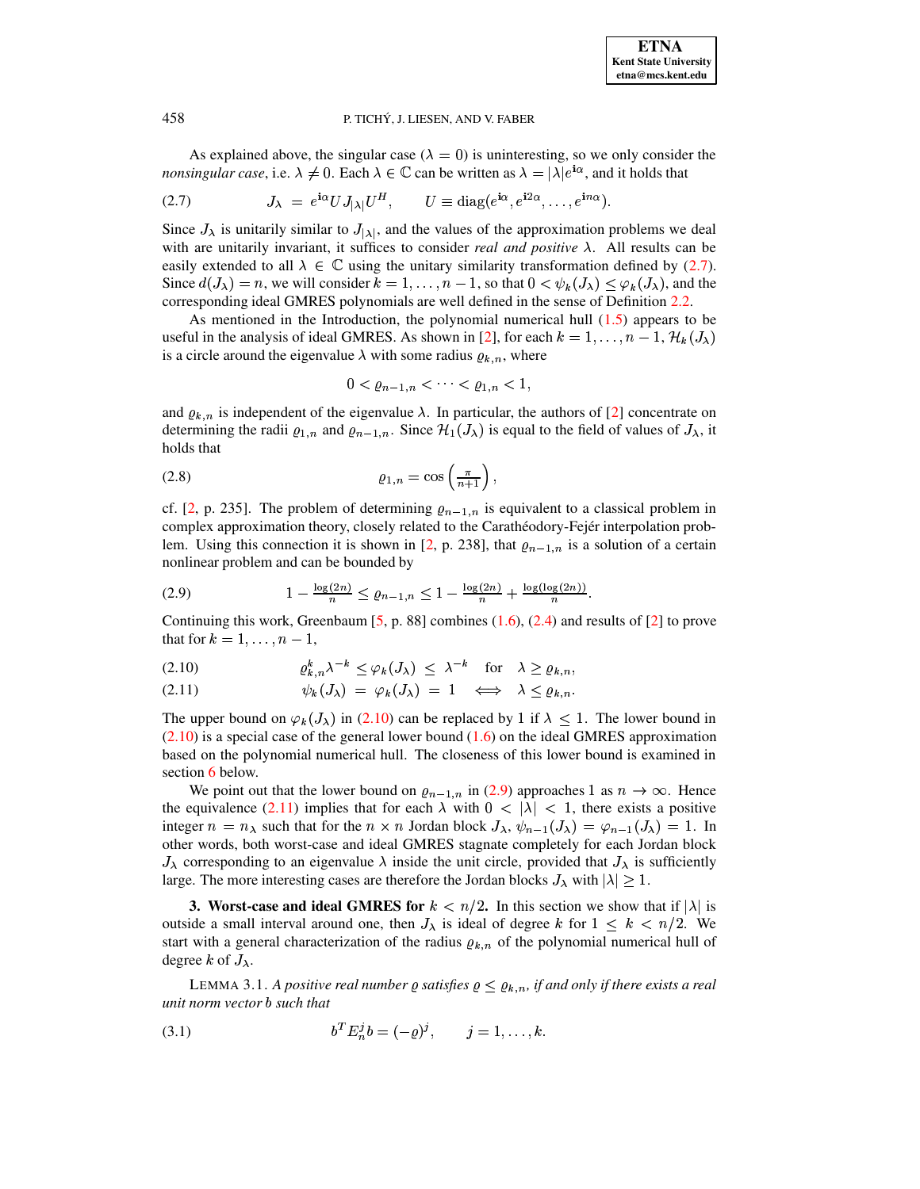As explained above, the singular case ($\lambda = 0$) is uninteresting, so we only consider the *nonsingular case*, i.e. $\lambda \neq 0$. Each $\lambda \in \mathbb{C}$ can be written as $\lambda = |\lambda| e^{\mathbf{i}\alpha}$, and it holds that

$$J_\lambda \;=\; e^{\mathbf{i}\alpha} U J_{|\lambda|} U^H, \qquad U \equiv \operatorname{diag}(e^{\mathbf{i}\alpha}, e^{\mathbf{i}2\alpha}, \ldots, e^{\mathbf{i}n\alpha}). \tag{2.7}$$

Since $J_\lambda$ is unitarily similar to $J_{|\lambda|}$, and the values of the approximation problems we deal with are unitarily invariant, it suffices to consider *real and positive* $\lambda$. All results can be easily extended to all $\lambda \in \mathbb{C}$ using the unitary similarity transformation defined by (2.7). Since $d(J_\lambda) = n$, we will consider $k = 1, \ldots, n-1$, so that $0 < \psi_k(J_\lambda) \leq \varphi_k(J_\lambda)$, and the corresponding ideal GMRES polynomials are well defined in the sense of Definition 2.2.

As mentioned in the Introduction, the polynomial numerical hull (1.5) appears to be useful in the analysis of ideal GMRES. As shown in [2], for each $k = 1, \ldots, n-1$, $\mathcal{H}_k(J_\lambda)$ is a circle around the eigenvalue $\lambda$ with some radius $\varrho_{k,n}$, where

$$0 < \varrho_{n-1,n} < \cdots < \varrho_{1,n} < 1,$$

and $\varrho_{k,n}$ is independent of the eigenvalue $\lambda$. In particular, the authors of [2] concentrate on determining the radii $\varrho_{1,n}$ and $\varrho_{n-1,n}$. Since $\mathcal{H}_1(J_\lambda)$ is equal to the field of values of $J_\lambda$, it holds that

$$\varrho_{1,n} = \cos\left(\tfrac{\pi}{n+1}\right), \tag{2.8}$$

cf. [2, p. 235]. The problem of determining $\varrho_{n-1,n}$ is equivalent to a classical problem in complex approximation theory, closely related to the Carathéodory-Fejér interpolation problem. Using this connection it is shown in [2, p. 238], that $\varrho_{n-1,n}$ is a solution of a certain nonlinear problem and can be bounded by

$$1 - \tfrac{\log(2n)}{n} \leq \varrho_{n-1,n} \leq 1 - \tfrac{\log(2n)}{n} + \tfrac{\log(\log(2n))}{n}. \tag{2.9}$$

Continuing this work, Greenbaum [5, p. 88] combines (1.6), (2.4) and results of [2] to prove that for $k = 1, \ldots, n-1$,

$$\varrho_{k,n}^k \lambda^{-k} \leq \varphi_k(J_\lambda) \;\leq\; \lambda^{-k} \quad \text{for} \quad \lambda \geq \varrho_{k,n}, \tag{2.10}$$

$$\psi_k(J_\lambda) \;=\; \varphi_k(J_\lambda) \;=\; 1 \quad \Longleftrightarrow \quad \lambda \leq \varrho_{k,n}. \tag{2.11}$$

The upper bound on $\varphi_k(J_\lambda)$ in (2.10) can be replaced by 1 if $\lambda \leq 1$. The lower bound in (2.10) is a special case of the general lower bound (1.6) on the ideal GMRES approximation based on the polynomial numerical hull. The closeness of this lower bound is examined in section 6 below.

We point out that the lower bound on $\varrho_{n-1,n}$ in (2.9) approaches 1 as $n \to \infty$. Hence the equivalence (2.11) implies that for each $\lambda$ with $0 < |\lambda| < 1$, there exists a positive integer $n = n_\lambda$ such that for the $n \times n$ Jordan block $J_\lambda$, $\psi_{n-1}(J_\lambda) = \varphi_{n-1}(J_\lambda) = 1$. In other words, both worst-case and ideal GMRES stagnate completely for each Jordan block $J_\lambda$ corresponding to an eigenvalue $\lambda$ inside the unit circle, provided that $J_\lambda$ is sufficiently large. The more interesting cases are therefore the Jordan blocks $J_\lambda$ with $|\lambda| \geq 1$.

## 3. Worst-case and ideal GMRES for $k < n/2$.

In this section we show that if $|\lambda|$ is outside a small interval around one, then $J_\lambda$ is ideal of degree $k$ for $1 \leq k < n/2$. We start with a general characterization of the radius $\varrho_{k,n}$ of the polynomial numerical hull of degree $k$ of $J_\lambda$.

LEMMA 3.1. *A positive real number $\varrho$ satisfies $\varrho \leq \varrho_{k,n}$, if and only if there exists a real unit norm vector $b$ such that*

$$b^T E_n^j b = (-\varrho)^j, \qquad j = 1, \ldots, k. \tag{3.1}$$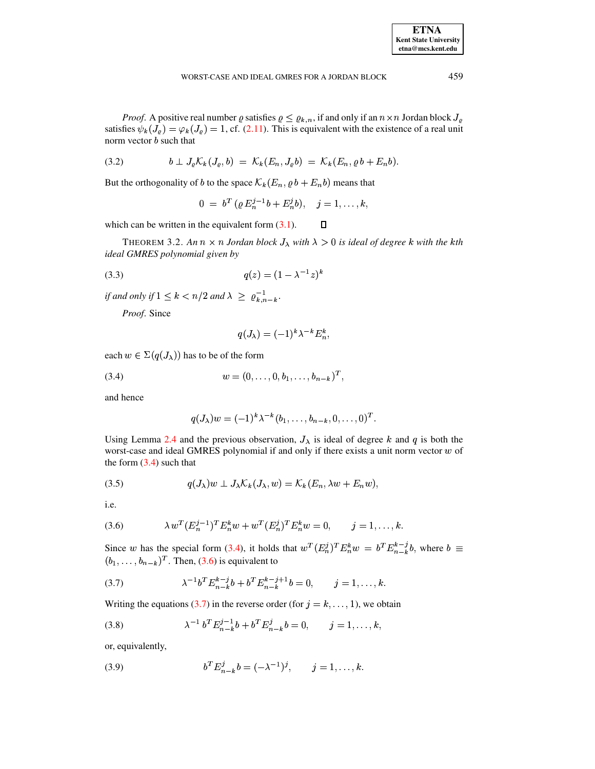*Proof.* A positive real number $\varrho$ satisfies $\varrho \leq \varrho_{k,n}$, if and only if an $n \times n$ Jordan block $J_\varrho$ satisfies $\psi_k(J_\varrho) = \varphi_k(J_\varrho) = 1$, cf. (2.11). This is equivalent with the existence of a real unit norm vector $b$ such that

$$b \perp J_\varrho \mathcal{K}_k(J_\varrho, b) \;=\; \mathcal{K}_k(E_n, J_\varrho b) \;=\; \mathcal{K}_k(E_n, \varrho\, b + E_n b). \tag{3.2}$$

But the orthogonality of $b$ to the space $\mathcal{K}_k(E_n, \varrho\, b + E_n b)$ means that

$$0 \;=\; b^T\left(\varrho\, E_n^{j-1} b + E_n^j b\right), \quad j = 1, \ldots, k,$$

which can be written in the equivalent form (3.1). ∎

THEOREM 3.2. *An $n \times n$ Jordan block $J_\lambda$ with $\lambda > 0$ is ideal of degree $k$ with the kth ideal GMRES polynomial given by*

$$q(z) = (1 - \lambda^{-1} z)^k \tag{3.3}$$

*if and only if $1 \leq k < n/2$ and $\lambda \;\geq\; \varrho_{k,n-k}^{-1}$.*

*Proof.* Since

$$q(J_\lambda) = (-1)^k \lambda^{-k} E_n^k,$$

each $w \in \Sigma(q(J_\lambda))$ has to be of the form

$$w = (0, \ldots, 0, b_1, \ldots, b_{n-k})^T, \tag{3.4}$$

and hence

$$q(J_\lambda) w = (-1)^k \lambda^{-k} (b_1, \ldots, b_{n-k}, 0, \ldots, 0)^T.$$

Using Lemma 2.4 and the previous observation, $J_\lambda$ is ideal of degree $k$ and $q$ is both the worst-case and ideal GMRES polynomial if and only if there exists a unit norm vector $w$ of the form (3.4) such that

$$q(J_\lambda) w \perp J_\lambda \mathcal{K}_k(J_\lambda, w) = \mathcal{K}_k(E_n, \lambda w + E_n w), \tag{3.5}$$

i.e.

$$\lambda\, w^T (E_n^{j-1})^T E_n^k w + w^T (E_n^j)^T E_n^k w = 0, \qquad j = 1, \ldots, k. \tag{3.6}$$

Since $w$ has the special form (3.4), it holds that $w^T (E_n^j)^T E_n^k w \;=\; b^T E_{n-k}^{k-j} b$, where $b \;\equiv\; (b_1, \ldots, b_{n-k})^T$. Then, (3.6) is equivalent to

$$\lambda^{-1} b^T E_{n-k}^{k-j} b + b^T E_{n-k}^{k-j+1} b = 0, \qquad j = 1, \ldots, k. \tag{3.7}$$

Writing the equations (3.7) in the reverse order (for $j = k, \ldots, 1$), we obtain

$$\lambda^{-1}\, b^T E_{n-k}^{j-1} b + b^T E_{n-k}^{j} b = 0, \qquad j = 1, \ldots, k, \tag{3.8}$$

or, equivalently,

$$b^T E_{n-k}^{j} b = (-\lambda^{-1})^j, \qquad j = 1, \ldots, k. \tag{3.9}$$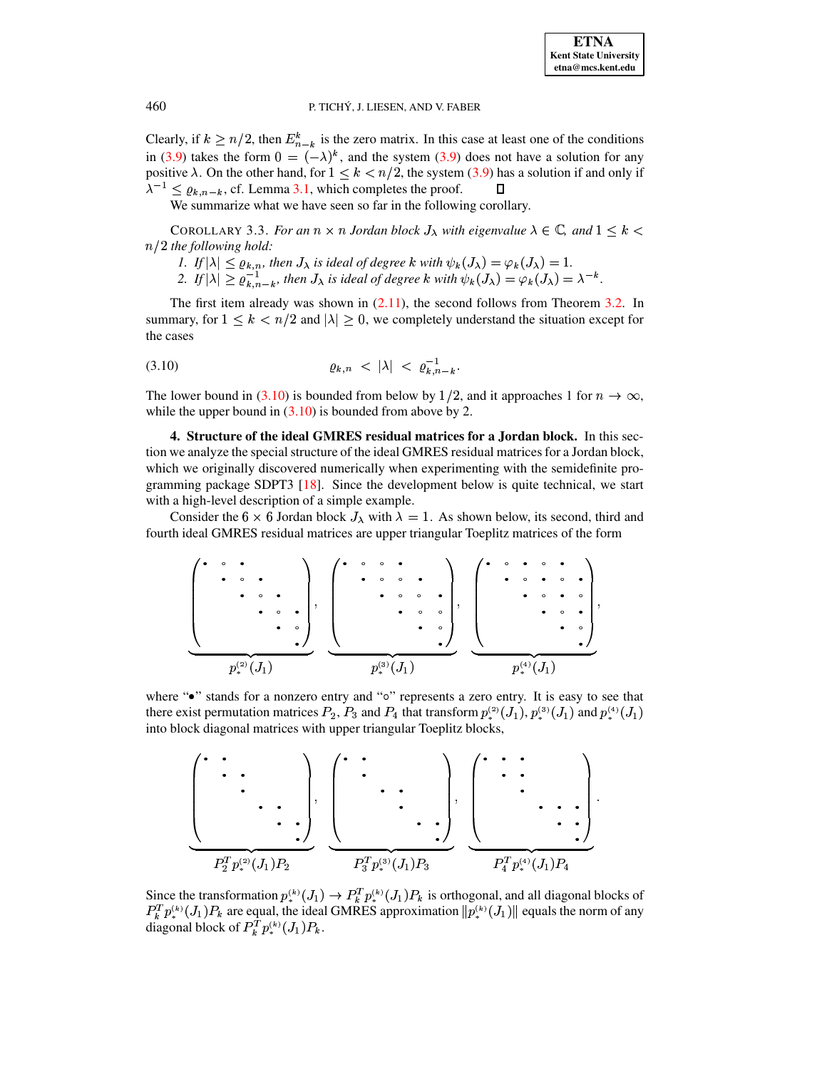Clearly, if $k \geq n/2$, then $E_{n-k}^{k}$ is the zero matrix. In this case at least one of the conditions in (3.9) takes the form $0 = (-\lambda)^k$, and the system (3.9) does not have a solution for any positive $\lambda$. On the other hand, for $1 \leq k < n/2$, the system (3.9) has a solution if and only if $\lambda^{-1} \leq \varrho_{k,n-k}$, cf. Lemma 3.1, which completes the proof. $\square$

We summarize what we have seen so far in the following corollary.

COROLLARY 3.3. *For an $n \times n$ Jordan block $J_\lambda$ with eigenvalue $\lambda \in \mathbb{C}$, and $1 \leq k < n/2$ the following hold:*

1. *If $|\lambda| \leq \varrho_{k,n}$, then $J_\lambda$ is ideal of degree $k$ with $\psi_k(J_\lambda) = \varphi_k(J_\lambda) = 1$.*
2. *If $|\lambda| \geq \varrho_{k,n-k}^{-1}$, then $J_\lambda$ is ideal of degree $k$ with $\psi_k(J_\lambda) = \varphi_k(J_\lambda) = \lambda^{-k}$.*

The first item already was shown in (2.11), the second follows from Theorem 3.2. In summary, for $1 \leq k < n/2$ and $|\lambda| \geq 0$, we completely understand the situation except for the cases

$$\varrho_{k,n} \;<\; |\lambda| \;<\; \varrho_{k,n-k}^{-1}. \tag{3.10}$$

The lower bound in (3.10) is bounded from below by $1/2$, and it approaches 1 for $n \to \infty$, while the upper bound in (3.10) is bounded from above by 2.

**4. Structure of the ideal GMRES residual matrices for a Jordan block.** In this section we analyze the special structure of the ideal GMRES residual matrices for a Jordan block, which we originally discovered numerically when experimenting with the semidefinite programming package SDPT3 [18]. Since the development below is quite technical, we start with a high-level description of a simple example.

Consider the $6 \times 6$ Jordan block $J_\lambda$ with $\lambda = 1$. As shown below, its second, third and fourth ideal GMRES residual matrices are upper triangular Toeplitz matrices of the form

$$\underbrace{\begin{pmatrix} \bullet & \circ & \bullet & & & \\ & \bullet & \circ & \bullet & & \\ & & \bullet & \circ & \bullet & \\ & & & \bullet & \circ & \bullet \\ & & & & \bullet & \circ \\ & & & & & \bullet \end{pmatrix}}_{p_*^{(2)}(J_1)}, \quad \underbrace{\begin{pmatrix} \bullet & \circ & \circ & \bullet & & \\ & \bullet & \circ & \circ & \bullet & \\ & & \bullet & \circ & \circ & \bullet \\ & & & \bullet & \circ & \circ \\ & & & & \bullet & \circ \\ & & & & & \bullet \end{pmatrix}}_{p_*^{(3)}(J_1)}, \quad \underbrace{\begin{pmatrix} \bullet & \circ & \bullet & \circ & \bullet & \\ & \bullet & \circ & \bullet & \circ & \bullet \\ & & \bullet & \circ & \bullet & \circ \\ & & & \bullet & \circ & \bullet \\ & & & & \bullet & \circ \\ & & & & & \bullet \end{pmatrix}}_{p_*^{(4)}(J_1)},$$

where "$\bullet$" stands for a nonzero entry and "$\circ$" represents a zero entry. It is easy to see that there exist permutation matrices $P_2$, $P_3$ and $P_4$ that transform $p_*^{(2)}(J_1)$, $p_*^{(3)}(J_1)$ and $p_*^{(4)}(J_1)$ into block diagonal matrices with upper triangular Toeplitz blocks,

$$\underbrace{\begin{pmatrix} \bullet & \bullet & & & & \\ & \bullet & \bullet & & & \\ & & \bullet & & & \\ & & & \bullet & \bullet & \\ & & & & \bullet & \bullet \\ & & & & & \bullet \end{pmatrix}}_{P_2^T p_*^{(2)}(J_1) P_2}, \quad \underbrace{\begin{pmatrix} \bullet & \bullet & & & & \\ & \bullet & & & & \\ & & \bullet & \bullet & & \\ & & & \bullet & & \\ & & & & \bullet & \bullet \\ & & & & & \bullet \end{pmatrix}}_{P_3^T p_*^{(3)}(J_1) P_3}, \quad \underbrace{\begin{pmatrix} \bullet & \bullet & \bullet & & & \\ & \bullet & \bullet & & & \\ & & \bullet & & & \\ & & & \bullet & \bullet & \bullet \\ & & & & \bullet & \bullet \\ & & & & & \bullet \end{pmatrix}}_{P_4^T p_*^{(4)}(J_1) P_4}.$$

Since the transformation $p_*^{(k)}(J_1) \to P_k^T p_*^{(k)}(J_1) P_k$ is orthogonal, and all diagonal blocks of $P_k^T p_*^{(k)}(J_1) P_k$ are equal, the ideal GMRES approximation $\|p_*^{(k)}(J_1)\|$ equals the norm of any diagonal block of $P_k^T p_*^{(k)}(J_1) P_k$.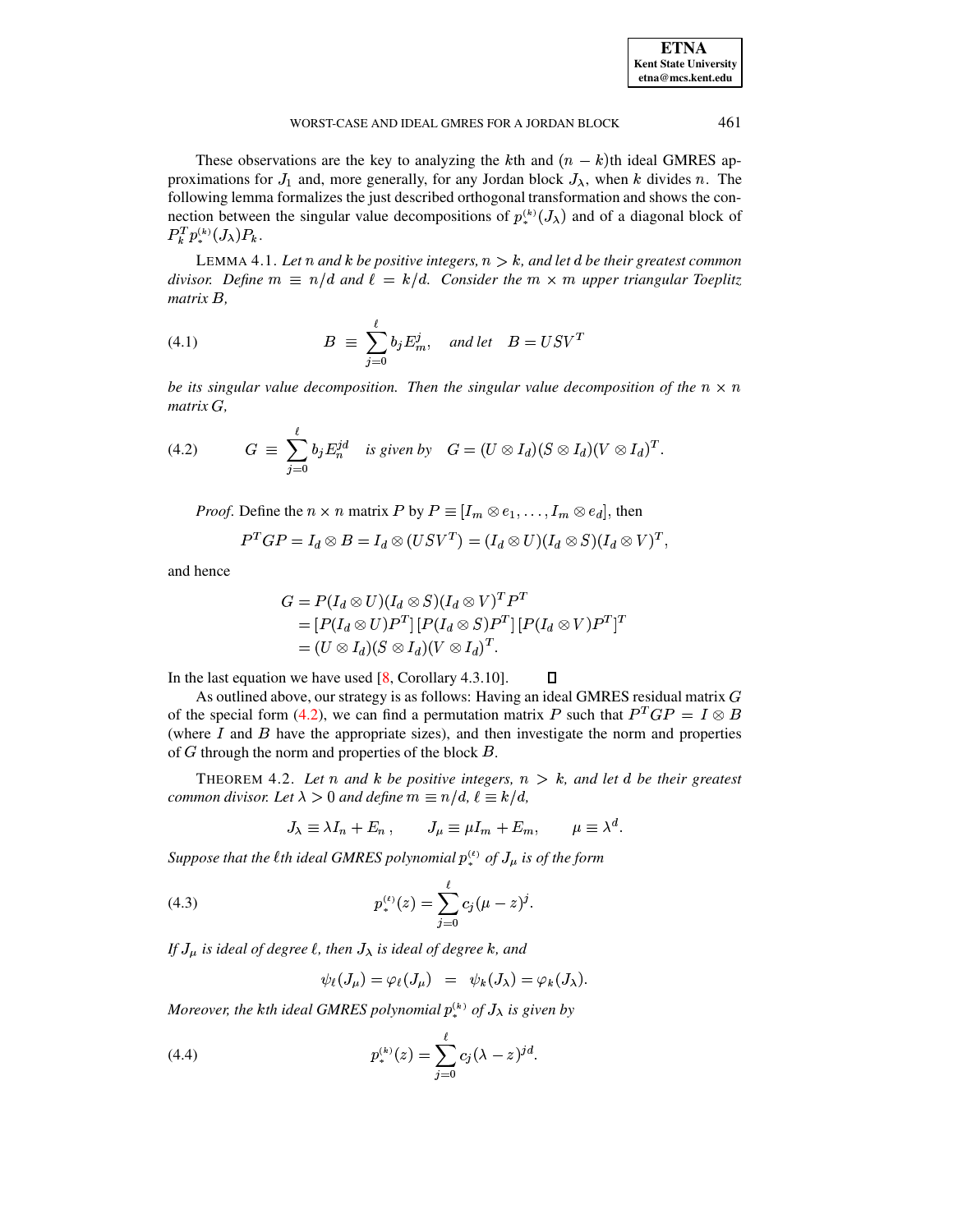These observations are the key to analyzing the $k$th and $(n-k)$th ideal GMRES approximations for $J_1$ and, more generally, for any Jordan block $J_\lambda$, when $k$ divides $n$. The following lemma formalizes the just described orthogonal transformation and shows the connection between the singular value decompositions of $p_*^{(k)}(J_\lambda)$ and of a diagonal block of $P_k^T p_*^{(k)}(J_\lambda) P_k$.

LEMMA 4.1. *Let $n$ and $k$ be positive integers, $n > k$, and let $d$ be their greatest common divisor. Define $m \equiv n/d$ and $\ell = k/d$. Consider the $m \times m$ upper triangular Toeplitz matrix $B$,*

$$B \equiv \sum_{j=0}^{\ell} b_j E_m^j, \quad \textit{and let} \quad B = USV^T \tag{4.1}$$

*be its singular value decomposition. Then the singular value decomposition of the $n \times n$ matrix $G$,*

$$G \equiv \sum_{j=0}^{\ell} b_j E_n^{jd} \quad \textit{is given by} \quad G = (U \otimes I_d)(S \otimes I_d)(V \otimes I_d)^T. \tag{4.2}$$

*Proof.* Define the $n \times n$ matrix $P$ by $P \equiv [I_m \otimes e_1, \ldots, I_m \otimes e_d]$, then

$$P^T G P = I_d \otimes B = I_d \otimes (USV^T) = (I_d \otimes U)(I_d \otimes S)(I_d \otimes V)^T,$$

and hence

$$\begin{aligned}
G &= P(I_d \otimes U)(I_d \otimes S)(I_d \otimes V)^T P^T \\
&= [P(I_d \otimes U)P^T]\,[P(I_d \otimes S)P^T]\,[P(I_d \otimes V)P^T]^T \\
&= (U \otimes I_d)(S \otimes I_d)(V \otimes I_d)^T.
\end{aligned}$$

In the last equation we have used [8, Corollary 4.3.10]. ∎

As outlined above, our strategy is as follows: Having an ideal GMRES residual matrix $G$ of the special form (4.2), we can find a permutation matrix $P$ such that $P^T G P = I \otimes B$ (where $I$ and $B$ have the appropriate sizes), and then investigate the norm and properties of $G$ through the norm and properties of the block $B$.

THEOREM 4.2. *Let $n$ and $k$ be positive integers, $n > k$, and let $d$ be their greatest common divisor. Let $\lambda > 0$ and define $m \equiv n/d$, $\ell \equiv k/d$,*

$$J_\lambda \equiv \lambda I_n + E_n\,, \qquad J_\mu \equiv \mu I_m + E_m, \qquad \mu \equiv \lambda^d.$$

*Suppose that the $\ell$th ideal GMRES polynomial $p_*^{(\ell)}$ of $J_\mu$ is of the form*

$$p_*^{(\ell)}(z) = \sum_{j=0}^{\ell} c_j (\mu - z)^j. \tag{4.3}$$

*If $J_\mu$ is ideal of degree $\ell$, then $J_\lambda$ is ideal of degree $k$, and*

$$\psi_\ell(J_\mu) = \varphi_\ell(J_\mu) \;\; = \;\; \psi_k(J_\lambda) = \varphi_k(J_\lambda).$$

*Moreover, the $k$th ideal GMRES polynomial $p_*^{(k)}$ of $J_\lambda$ is given by*

$$p_*^{(k)}(z) = \sum_{j=0}^{\ell} c_j (\lambda - z)^{jd}. \tag{4.4}$$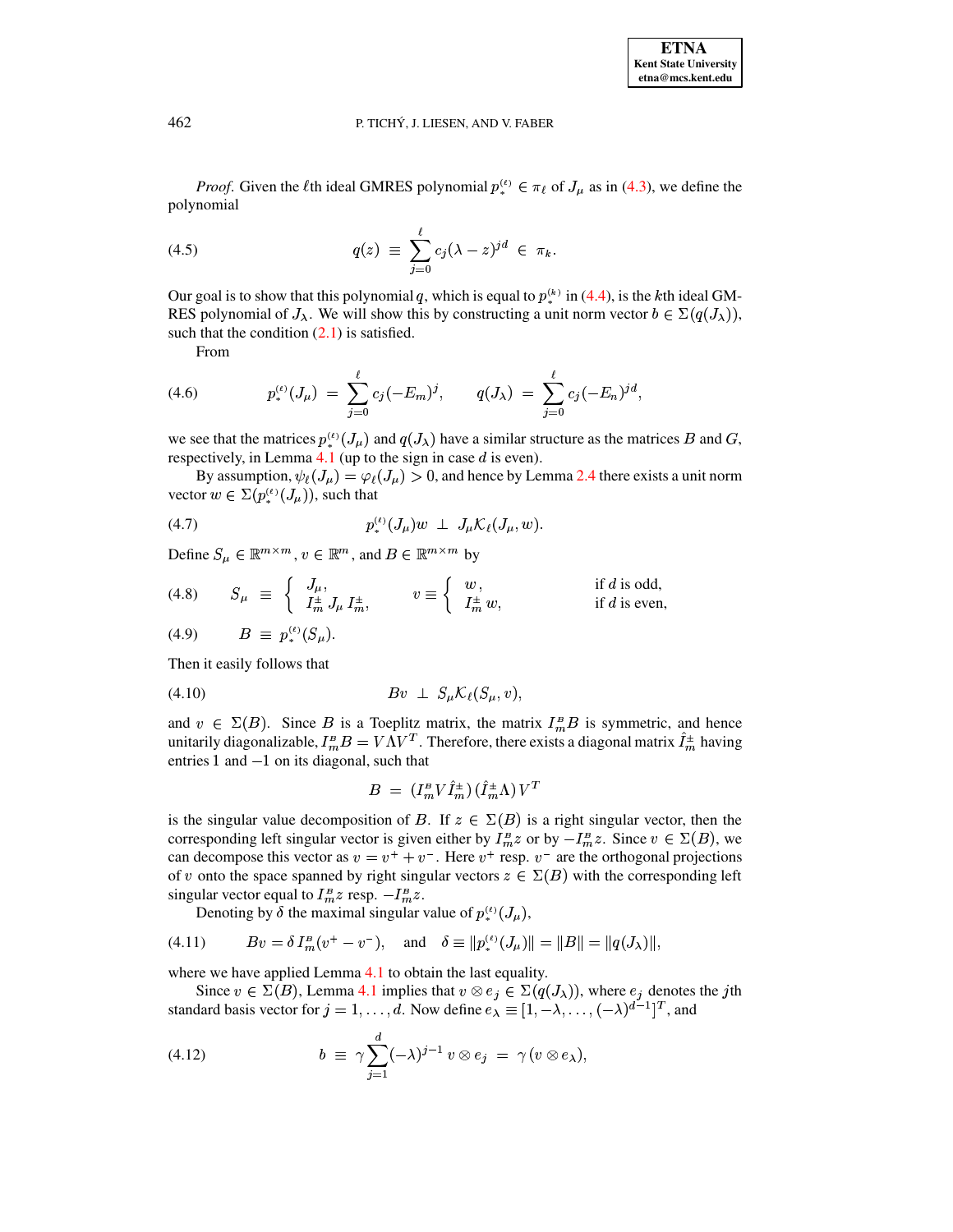*Proof*. Given the $\ell$th ideal GMRES polynomial $p_*^{(\ell)} \in \pi_\ell$ of $J_\mu$ as in (4.3), we define the polynomial

$$q(z) \;\equiv\; \sum_{j=0}^{\ell} c_j (\lambda - z)^{jd} \;\in\; \pi_k. \tag{4.5}$$

Our goal is to show that this polynomial $q$, which is equal to $p_*^{(k)}$ in (4.4), is the $k$th ideal GMRES polynomial of $J_\lambda$. We will show this by constructing a unit norm vector $b \in \Sigma(q(J_\lambda))$, such that the condition (2.1) is satisfied.

From

$$p_*^{(\ell)}(J_\mu) \;=\; \sum_{j=0}^{\ell} c_j (-E_m)^j, \qquad q(J_\lambda) \;=\; \sum_{j=0}^{\ell} c_j (-E_n)^{jd}, \tag{4.6}$$

we see that the matrices $p_*^{(\ell)}(J_\mu)$ and $q(J_\lambda)$ have a similar structure as the matrices $B$ and $G$, respectively, in Lemma 4.1 (up to the sign in case $d$ is even).

By assumption, $\psi_\ell(J_\mu) = \varphi_\ell(J_\mu) > 0$, and hence by Lemma 2.4 there exists a unit norm vector $w \in \Sigma(p_*^{(\ell)}(J_\mu))$, such that

$$p_*^{(\ell)}(J_\mu) w \;\perp\; J_\mu \mathcal{K}_\ell(J_\mu, w). \tag{4.7}$$

Define $S_\mu \in \mathbb{R}^{m\times m}$, $v \in \mathbb{R}^m$, and $B \in \mathbb{R}^{m\times m}$ by

$$S_\mu \;\equiv\; \begin{cases} J_\mu, \\ I_m^{\pm}\, J_\mu\, I_m^{\pm}, \end{cases} \qquad v \equiv \begin{cases} w, & \text{if } d \text{ is odd}, \\ I_m^{\pm}\, w, & \text{if } d \text{ is even}, \end{cases} \tag{4.8}$$

$$B \;\equiv\; p_*^{(\ell)}(S_\mu). \tag{4.9}$$

Then it easily follows that

$$Bv \;\perp\; S_\mu \mathcal{K}_\ell(S_\mu, v), \tag{4.10}$$

and $v \in \Sigma(B)$. Since $B$ is a Toeplitz matrix, the matrix $I_m^{\scriptscriptstyle B} B$ is symmetric, and hence unitarily diagonalizable, $I_m^{\scriptscriptstyle B} B = V \Lambda V^T$. Therefore, there exists a diagonal matrix $\hat{I}_m^{\pm}$ having entries $1$ and $-1$ on its diagonal, such that

$$B \;=\; (I_m^{\scriptscriptstyle B} V \hat{I}_m^{\pm})\,(\hat{I}_m^{\pm} \Lambda)\, V^T$$

is the singular value decomposition of $B$. If $z \in \Sigma(B)$ is a right singular vector, then the corresponding left singular vector is given either by $I_m^{\scriptscriptstyle B} z$ or by $-I_m^{\scriptscriptstyle B} z$. Since $v \in \Sigma(B)$, we can decompose this vector as $v = v^+ + v^-$. Here $v^+$ resp. $v^-$ are the orthogonal projections of $v$ onto the space spanned by right singular vectors $z \in \Sigma(B)$ with the corresponding left singular vector equal to $I_m^{\scriptscriptstyle B} z$ resp. $-I_m^{\scriptscriptstyle B} z$.

Denoting by $\delta$ the maximal singular value of $p_*^{(\ell)}(J_\mu)$,

$$Bv = \delta\, I_m^{\scriptscriptstyle B}(v^+ - v^-), \quad \text{and} \quad \delta \equiv \|p_*^{(\ell)}(J_\mu)\| = \|B\| = \|q(J_\lambda)\|, \tag{4.11}$$

where we have applied Lemma 4.1 to obtain the last equality.

Since $v \in \Sigma(B)$, Lemma 4.1 implies that $v \otimes e_j \in \Sigma(q(J_\lambda))$, where $e_j$ denotes the $j$th standard basis vector for $j = 1, \ldots, d$. Now define $e_\lambda \equiv [1, -\lambda, \ldots, (-\lambda)^{d-1}]^T$, and

$$b \;\equiv\; \gamma \sum_{j=1}^{d} (-\lambda)^{j-1}\, v \otimes e_j \;=\; \gamma\,(v \otimes e_\lambda), \tag{4.12}$$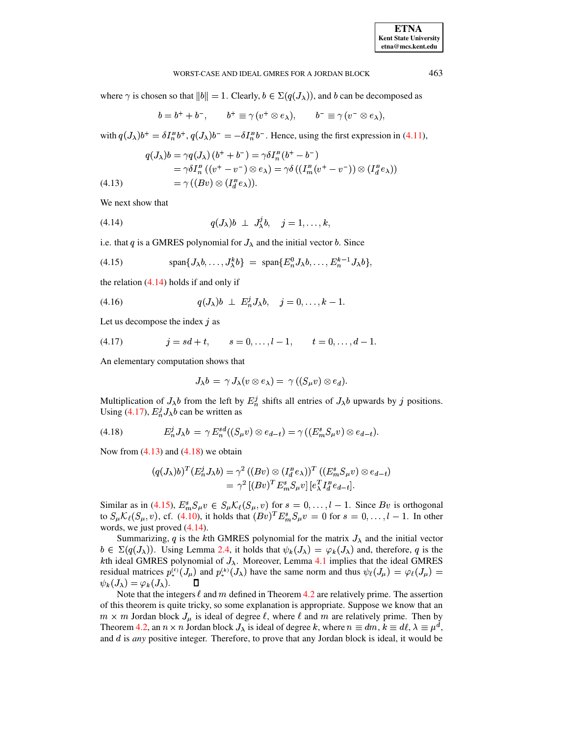where $\gamma$ is chosen so that $\|b\| = 1$. Clearly, $b \in \Sigma(q(J_\lambda))$, and $b$ can be decomposed as

$$b = b^+ + b^-, \qquad b^+ \equiv \gamma\,(v^+ \otimes e_\lambda), \qquad b^- \equiv \gamma\,(v^- \otimes e_\lambda),$$

with $q(J_\lambda)b^+ = \delta I_n^B b^+$, $q(J_\lambda)b^- = -\delta I_n^B b^-$. Hence, using the first expression in (4.11),

$$\begin{aligned} q(J_\lambda)b &= \gamma q(J_\lambda)\,(b^+ + b^-) = \gamma\delta I_n^B(b^+ - b^-) \\ &= \gamma\delta I_n^B\left((v^+ - v^-) \otimes e_\lambda\right) = \gamma\delta\left((I_m^B(v^+ - v^-)) \otimes (I_d^B e_\lambda)\right) \\ &= \gamma\left((Bv) \otimes (I_d^B e_\lambda)\right). \end{aligned} \tag{4.13}$$

We next show that

$$q(J_\lambda)b \;\perp\; J_\lambda^j b, \quad j = 1, \ldots, k, \tag{4.14}$$

i.e. that $q$ is a GMRES polynomial for $J_\lambda$ and the initial vector $b$. Since

$$\operatorname{span}\{J_\lambda b, \ldots, J_\lambda^k b\} \;=\; \operatorname{span}\{E_n^0 J_\lambda b, \ldots, E_n^{k-1} J_\lambda b\}, \tag{4.15}$$

the relation (4.14) holds if and only if

$$q(J_\lambda)b \;\perp\; E_n^j J_\lambda b, \quad j = 0, \ldots, k-1. \tag{4.16}$$

Let us decompose the index $j$ as

$$j = sd + t, \qquad s = 0, \ldots, l-1, \qquad t = 0, \ldots, d-1. \tag{4.17}$$

An elementary computation shows that

$$J_\lambda b \;=\; \gamma\, J_\lambda(v \otimes e_\lambda) = \;\gamma\,((S_\mu v) \otimes e_d).$$

Multiplication of $J_\lambda b$ from the left by $E_n^j$ shifts all entries of $J_\lambda b$ upwards by $j$ positions. Using (4.17), $E_n^j J_\lambda b$ can be written as

$$E_n^j J_\lambda b \;=\; \gamma\, E_n^{sd}((S_\mu v) \otimes e_{d-t}) = \gamma\,((E_m^s S_\mu v) \otimes e_{d-t}). \tag{4.18}$$

Now from (4.13) and (4.18) we obtain

$$\begin{aligned} (q(J_\lambda)b)^T(E_n^j J_\lambda b) &= \gamma^2\,((Bv) \otimes (I_d^B e_\lambda))^T\,((E_m^s S_\mu v) \otimes e_{d-t}) \\ &= \gamma^2\,[(Bv)^T E_m^s S_\mu v]\,[e_\lambda^T I_d^B e_{d-t}]. \end{aligned}$$

Similar as in (4.15), $E_m^s S_\mu v \in S_\mu \mathcal{K}_\ell(S_\mu, v)$ for $s = 0, \ldots, l-1$. Since $Bv$ is orthogonal to $S_\mu \mathcal{K}_\ell(S_\mu, v)$, cf. (4.10), it holds that $(Bv)^T E_m^s S_\mu v = 0$ for $s = 0, \ldots, l-1$. In other words, we just proved (4.14).

Summarizing, $q$ is the $k$th GMRES polynomial for the matrix $J_\lambda$ and the initial vector $b \in \Sigma(q(J_\lambda))$. Using Lemma 2.4, it holds that $\psi_k(J_\lambda) = \varphi_k(J_\lambda)$ and, therefore, $q$ is the $k$th ideal GMRES polynomial of $J_\lambda$. Moreover, Lemma 4.1 implies that the ideal GMRES residual matrices $p_*^{(\ell)}(J_\mu)$ and $p_*^{(k)}(J_\lambda)$ have the same norm and thus $\psi_\ell(J_\mu) = \varphi_\ell(J_\mu) = \psi_k(J_\lambda) = \varphi_k(J_\lambda)$. ∎

Note that the integers $\ell$ and $m$ defined in Theorem 4.2 are relatively prime. The assertion of this theorem is quite tricky, so some explanation is appropriate. Suppose we know that an $m \times m$ Jordan block $J_\mu$ is ideal of degree $\ell$, where $\ell$ and $m$ are relatively prime. Then by Theorem 4.2, an $n \times n$ Jordan block $J_\lambda$ is ideal of degree $k$, where $n \equiv dm$, $k \equiv d\ell$, $\lambda \equiv \mu^d$, and $d$ is *any* positive integer. Therefore, to prove that any Jordan block is ideal, it would be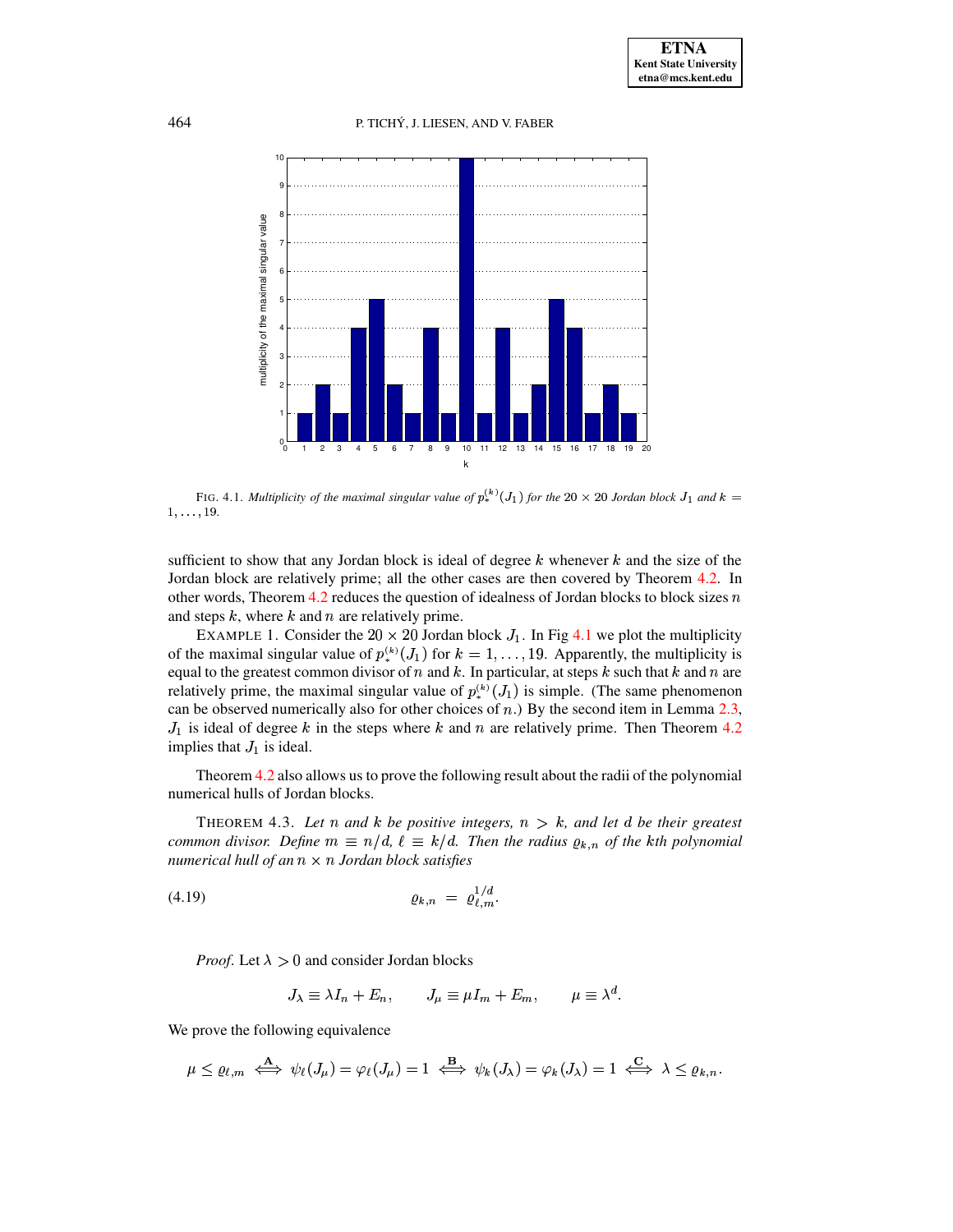FIG. 4.1. *Multiplicity of the maximal singular value of $p_*^{(k)}(J_1)$ for the $20 \times 20$ Jordan block $J_1$ and $k = 1, \ldots, 19$.*

sufficient to show that any Jordan block is ideal of degree $k$ whenever $k$ and the size of the Jordan block are relatively prime; all the other cases are then covered by Theorem 4.2. In other words, Theorem 4.2 reduces the question of idealness of Jordan blocks to block sizes $n$ and steps $k$, where $k$ and $n$ are relatively prime.

EXAMPLE 1. Consider the $20 \times 20$ Jordan block $J_1$. In Fig 4.1 we plot the multiplicity of the maximal singular value of $p_*^{(k)}(J_1)$ for $k = 1, \ldots, 19$. Apparently, the multiplicity is equal to the greatest common divisor of $n$ and $k$. In particular, at steps $k$ such that $k$ and $n$ are relatively prime, the maximal singular value of $p_*^{(k)}(J_1)$ is simple. (The same phenomenon can be observed numerically also for other choices of $n$.) By the second item in Lemma 2.3, $J_1$ is ideal of degree $k$ in the steps where $k$ and $n$ are relatively prime. Then Theorem 4.2 implies that $J_1$ is ideal.

Theorem 4.2 also allows us to prove the following result about the radii of the polynomial numerical hulls of Jordan blocks.

THEOREM 4.3. *Let $n$ and $k$ be positive integers, $n > k$, and let $d$ be their greatest common divisor. Define $m \equiv n/d$, $\ell \equiv k/d$. Then the radius $\varrho_{k,n}$ of the $k$th polynomial numerical hull of an $n \times n$ Jordan block satisfies*

$$\varrho_{k,n} \; = \; \varrho_{\ell,m}^{1/d}. \tag{4.19}$$

*Proof.* Let $\lambda > 0$ and consider Jordan blocks

$$J_\lambda \equiv \lambda I_n + E_n, \qquad J_\mu \equiv \mu I_m + E_m, \qquad \mu \equiv \lambda^d.$$

We prove the following equivalence

$$\mu \le \varrho_{\ell,m} \overset{\mathbf{A}}{\iff} \psi_\ell(J_\mu) = \varphi_\ell(J_\mu) = 1 \overset{\mathbf{B}}{\iff} \psi_k(J_\lambda) = \varphi_k(J_\lambda) = 1 \overset{\mathbf{C}}{\iff} \lambda \le \varrho_{k,n}.$$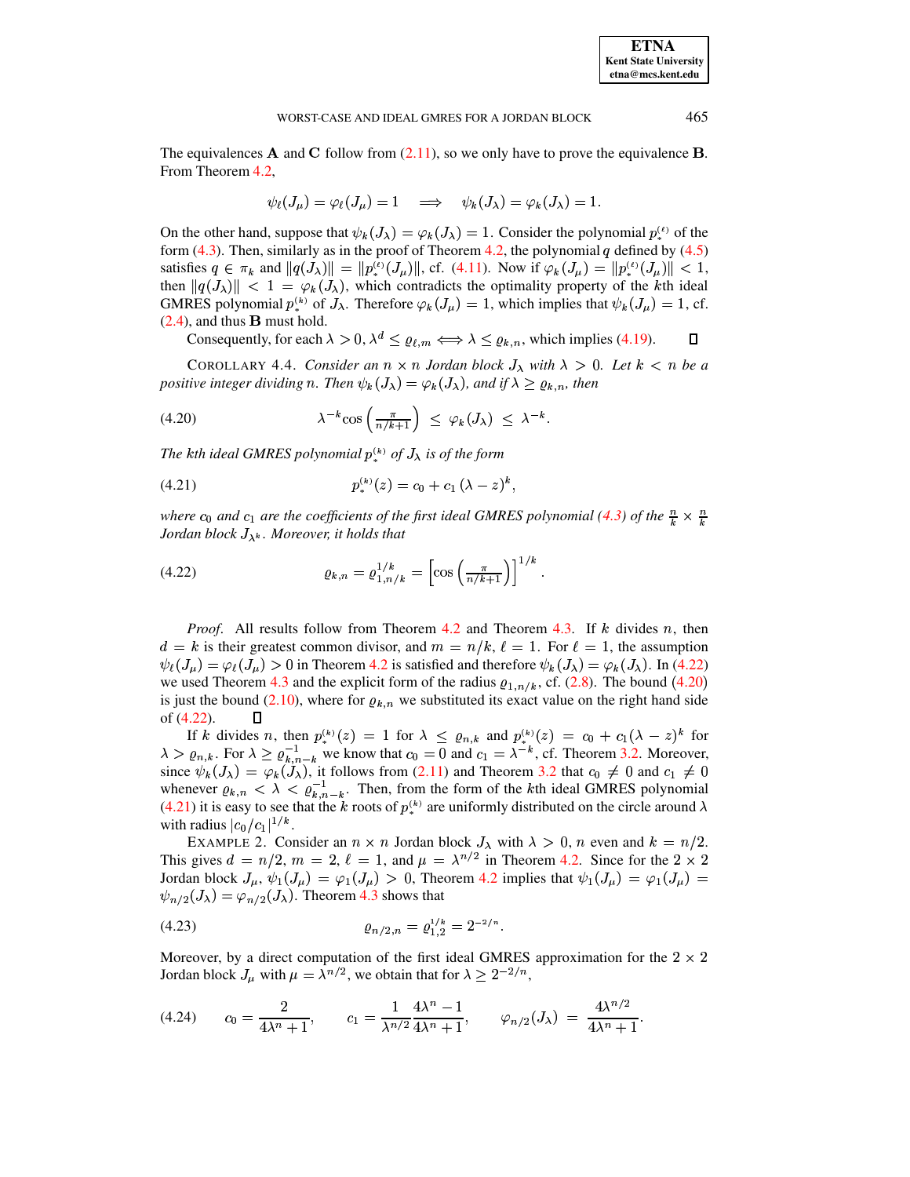The equivalences **A** and **C** follow from (2.11), so we only have to prove the equivalence **B**. From Theorem 4.2,

$$\psi_\ell(J_\mu) = \varphi_\ell(J_\mu) = 1 \quad \Longrightarrow \quad \psi_k(J_\lambda) = \varphi_k(J_\lambda) = 1.$$

On the other hand, suppose that $\psi_k(J_\lambda) = \varphi_k(J_\lambda) = 1$. Consider the polynomial $p_*^{(\ell)}$ of the form (4.3). Then, similarly as in the proof of Theorem 4.2, the polynomial $q$ defined by (4.5) satisfies $q \in \pi_k$ and $\|q(J_\lambda)\| = \|p_*^{(\ell)}(J_\mu)\|$, cf. (4.11). Now if $\varphi_k(J_\mu) = \|p_*^{(\ell)}(J_\mu)\| < 1$, then $\|q(J_\lambda)\| < 1 = \varphi_k(J_\lambda)$, which contradicts the optimality property of the $k$th ideal GMRES polynomial $p_*^{(k)}$ of $J_\lambda$. Therefore $\varphi_k(J_\mu) = 1$, which implies that $\psi_k(J_\mu) = 1$, cf. (2.4), and thus **B** must hold.

Consequently, for each $\lambda > 0$, $\lambda^d \leq \varrho_{\ell,m} \Longleftrightarrow \lambda \leq \varrho_{k,n}$, which implies (4.19). $\square$

COROLLARY 4.4. *Consider an $n \times n$ Jordan block $J_\lambda$ with $\lambda > 0$. Let $k < n$ be a positive integer dividing $n$. Then $\psi_k(J_\lambda) = \varphi_k(J_\lambda)$, and if $\lambda \geq \varrho_{k,n}$, then*

$$\lambda^{-k} \cos\left(\tfrac{\pi}{n/k+1}\right) \;\leq\; \varphi_k(J_\lambda) \;\leq\; \lambda^{-k}. \tag{4.20}$$

*The $k$th ideal GMRES polynomial $p_*^{(k)}$ of $J_\lambda$ is of the form*

$$p_*^{(k)}(z) = c_0 + c_1\,(\lambda - z)^k, \tag{4.21}$$

*where $c_0$ and $c_1$ are the coefficients of the first ideal GMRES polynomial (4.3) of the $\frac{n}{k} \times \frac{n}{k}$ Jordan block $J_{\lambda^k}$. Moreover, it holds that*

$$\varrho_{k,n} = \varrho_{1,n/k}^{1/k} = \left[\cos\left(\tfrac{\pi}{n/k+1}\right)\right]^{1/k}. \tag{4.22}$$

*Proof*. All results follow from Theorem 4.2 and Theorem 4.3. If $k$ divides $n$, then $d = k$ is their greatest common divisor, and $m = n/k$, $\ell = 1$. For $\ell = 1$, the assumption $\psi_\ell(J_\mu) = \varphi_\ell(J_\mu) > 0$ in Theorem 4.2 is satisfied and therefore $\psi_k(J_\lambda) = \varphi_k(J_\lambda)$. In (4.22) we used Theorem 4.3 and the explicit form of the radius $\varrho_{1,n/k}$, cf. (2.8). The bound (4.20) is just the bound (2.10), where for $\varrho_{k,n}$ we substituted its exact value on the right hand side of (4.22). $\square$

If $k$ divides $n$, then $p_*^{(k)}(z) = 1$ for $\lambda \leq \varrho_{n,k}$ and $p_*^{(k)}(z) = c_0 + c_1(\lambda - z)^k$ for $\lambda > \varrho_{n,k}$. For $\lambda \geq \varrho_{k,n-k}^{-1}$ we know that $c_0 = 0$ and $c_1 = \lambda^{-k}$, cf. Theorem 3.2. Moreover, since $\psi_k(J_\lambda) = \varphi_k(J_\lambda)$, it follows from (2.11) and Theorem 3.2 that $c_0 \neq 0$ and $c_1 \neq 0$ whenever $\varrho_{k,n} < \lambda < \varrho_{k,n-k}^{-1}$. Then, from the form of the $k$th ideal GMRES polynomial (4.21) it is easy to see that the $k$ roots of $p_*^{(k)}$ are uniformly distributed on the circle around $\lambda$ with radius $|c_0/c_1|^{1/k}$.

EXAMPLE 2. Consider an $n \times n$ Jordan block $J_\lambda$ with $\lambda > 0$, $n$ even and $k = n/2$. This gives $d = n/2$, $m = 2$, $\ell = 1$, and $\mu = \lambda^{n/2}$ in Theorem 4.2. Since for the $2 \times 2$ Jordan block $J_\mu$, $\psi_1(J_\mu) = \varphi_1(J_\mu) > 0$, Theorem 4.2 implies that $\psi_1(J_\mu) = \varphi_1(J_\mu) = \psi_{n/2}(J_\lambda) = \varphi_{n/2}(J_\lambda)$. Theorem 4.3 shows that

$$\varrho_{n/2,n} = \varrho_{1,2}^{1/k} = 2^{-2/n}. \tag{4.23}$$

Moreover, by a direct computation of the first ideal GMRES approximation for the $2 \times 2$ Jordan block $J_\mu$ with $\mu = \lambda^{n/2}$, we obtain that for $\lambda \geq 2^{-2/n}$,

$$c_0 = \frac{2}{4\lambda^n + 1}, \qquad c_1 = \frac{1}{\lambda^{n/2}}\frac{4\lambda^n - 1}{4\lambda^n + 1}, \qquad \varphi_{n/2}(J_\lambda) \;=\; \frac{4\lambda^{n/2}}{4\lambda^n + 1}. \tag{4.24}$$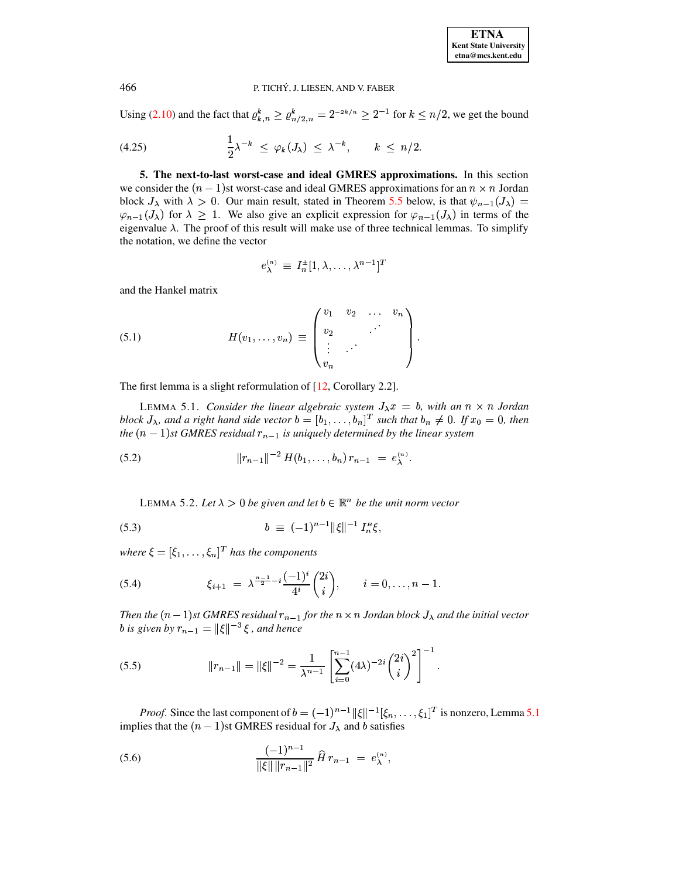Using (2.10) and the fact that $\varrho_{k,n}^k \geq \varrho_{n/2,n}^k = 2^{-2k/n} \geq 2^{-1}$ for $k \leq n/2$, we get the bound

$$\frac{1}{2}\lambda^{-k} \;\leq\; \varphi_k(J_\lambda) \;\leq\; \lambda^{-k}, \qquad k \;\leq\; n/2. \tag{4.25}$$

**5. The next-to-last worst-case and ideal GMRES approximations.** In this section we consider the $(n-1)$st worst-case and ideal GMRES approximations for an $n \times n$ Jordan block $J_\lambda$ with $\lambda > 0$. Our main result, stated in Theorem 5.5 below, is that $\psi_{n-1}(J_\lambda) = \varphi_{n-1}(J_\lambda)$ for $\lambda \geq 1$. We also give an explicit expression for $\varphi_{n-1}(J_\lambda)$ in terms of the eigenvalue $\lambda$. The proof of this result will make use of three technical lemmas. To simplify the notation, we define the vector

$$e_\lambda^{(n)} \;\equiv\; I_n^{\pm}[1, \lambda, \ldots, \lambda^{n-1}]^T$$

and the Hankel matrix

$$H(v_1, \ldots, v_n) \;\equiv\; \begin{pmatrix} v_1 & v_2 & \ldots & v_n \\ v_2 & & \cdot^{\cdot^{\cdot}} & \\ \vdots & \cdot^{\cdot^{\cdot}} & & \\ v_n & & & \end{pmatrix}. \tag{5.1}$$

The first lemma is a slight reformulation of [12, Corollary 2.2].

LEMMA 5.1. *Consider the linear algebraic system $J_\lambda x = b$, with an $n \times n$ Jordan block $J_\lambda$, and a right hand side vector $b = [b_1, \ldots, b_n]^T$ such that $b_n \neq 0$. If $x_0 = 0$, then the $(n-1)$st GMRES residual $r_{n-1}$ is uniquely determined by the linear system*

$$\|r_{n-1}\|^{-2} \, H(b_1, \ldots, b_n) \, r_{n-1} \;=\; e_\lambda^{(n)}. \tag{5.2}$$

LEMMA 5.2. *Let $\lambda > 0$ be given and let $b \in \mathbb{R}^n$ be the unit norm vector*

$$b \;\equiv\; (-1)^{n-1} \|\xi\|^{-1} \, I_n^{B} \xi, \tag{5.3}$$

*where $\xi = [\xi_1, \ldots, \xi_n]^T$ has the components*

$$\xi_{i+1} \;=\; \lambda^{\frac{n-1}{2} - i} \frac{(-1)^i}{4^i} \binom{2i}{i}, \qquad i = 0, \ldots, n-1. \tag{5.4}$$

*Then the $(n-1)$st GMRES residual $r_{n-1}$ for the $n \times n$ Jordan block $J_\lambda$ and the initial vector $b$ is given by $r_{n-1} = \|\xi\|^{-3}\, \xi$, and hence*

$$\|r_{n-1}\| = \|\xi\|^{-2} = \frac{1}{\lambda^{n-1}} \left[ \sum_{i=0}^{n-1} (4\lambda)^{-2i} \binom{2i}{i}^2 \right]^{-1}. \tag{5.5}$$

*Proof.* Since the last component of $b = (-1)^{n-1} \|\xi\|^{-1} [\xi_n, \ldots, \xi_1]^T$ is nonzero, Lemma 5.1 implies that the $(n-1)$st GMRES residual for $J_\lambda$ and $b$ satisfies

$$\frac{(-1)^{n-1}}{\|\xi\| \, \|r_{n-1}\|^2} \, \widehat{H} \, r_{n-1} \;=\; e_\lambda^{(n)}, \tag{5.6}$$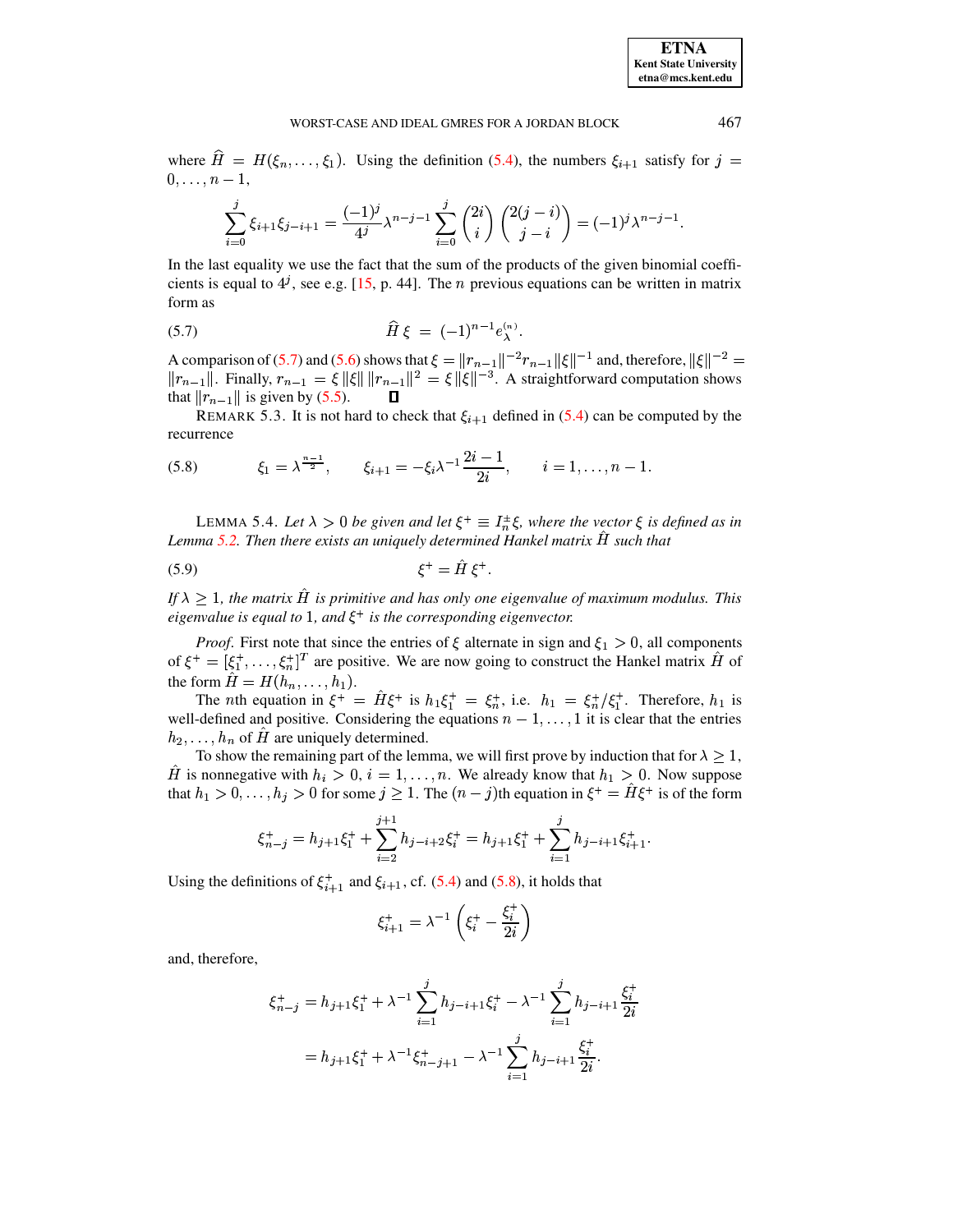where $\widehat{H} = H(\xi_n, \ldots, \xi_1)$. Using the definition (5.4), the numbers $\xi_{i+1}$ satisfy for $j = 0, \ldots, n-1$,

$$\sum_{i=0}^{j} \xi_{i+1}\xi_{j-i+1} = \frac{(-1)^j}{4^j}\lambda^{n-j-1}\sum_{i=0}^{j}\binom{2i}{i}\binom{2(j-i)}{j-i} = (-1)^j\lambda^{n-j-1}.$$

In the last equality we use the fact that the sum of the products of the given binomial coefficients is equal to $4^j$, see e.g. [15, p. 44]. The $n$ previous equations can be written in matrix form as

$$\widehat{H}\,\xi \;=\; (-1)^{n-1}e_\lambda^{(n)}. \tag{5.7}$$

A comparison of (5.7) and (5.6) shows that $\xi = \|r_{n-1}\|^{-2}r_{n-1}\|\xi\|^{-1}$ and, therefore, $\|\xi\|^{-2} = \|r_{n-1}\|$. Finally, $r_{n-1} = \xi\,\|\xi\|\,\|r_{n-1}\|^2 = \xi\,\|\xi\|^{-3}$. A straightforward computation shows that $\|r_{n-1}\|$ is given by (5.5). ∎

REMARK 5.3. It is not hard to check that $\xi_{i+1}$ defined in (5.4) can be computed by the recurrence

$$\xi_1 = \lambda^{\frac{n-1}{2}}, \qquad \xi_{i+1} = -\xi_i\lambda^{-1}\frac{2i-1}{2i}, \qquad i = 1, \ldots, n-1. \tag{5.8}$$

LEMMA 5.4. *Let $\lambda > 0$ be given and let $\xi^+ \equiv I_n^{\pm}\xi$, where the vector $\xi$ is defined as in Lemma 5.2. Then there exists an uniquely determined Hankel matrix $\hat{H}$ such that*

$$\xi^+ = \hat{H}\,\xi^+. \tag{5.9}$$

*If $\lambda \geq 1$, the matrix $\hat{H}$ is primitive and has only one eigenvalue of maximum modulus. This eigenvalue is equal to $1$, and $\xi^+$ is the corresponding eigenvector.*

*Proof.* First note that since the entries of $\xi$ alternate in sign and $\xi_1 > 0$, all components of $\xi^+ = [\xi_1^+, \ldots, \xi_n^+]^T$ are positive. We are now going to construct the Hankel matrix $\hat{H}$ of the form $\hat{H} = H(h_n, \ldots, h_1)$.

The $n$th equation in $\xi^+ = \hat{H}\xi^+$ is $h_1\xi_1^+ = \xi_n^+$, i.e. $h_1 = \xi_n^+/\xi_1^+$. Therefore, $h_1$ is well-defined and positive. Considering the equations $n-1, \ldots, 1$ it is clear that the entries $h_2, \ldots, h_n$ of $\hat{H}$ are uniquely determined.

To show the remaining part of the lemma, we will first prove by induction that for $\lambda \geq 1$, $\hat{H}$ is nonnegative with $h_i > 0$, $i = 1, \ldots, n$. We already know that $h_1 > 0$. Now suppose that $h_1 > 0, \ldots, h_j > 0$ for some $j \geq 1$. The $(n-j)$th equation in $\xi^+ = \hat{H}\xi^+$ is of the form

$$\xi_{n-j}^+ = h_{j+1}\xi_1^+ + \sum_{i=2}^{j+1} h_{j-i+2}\xi_i^+ = h_{j+1}\xi_1^+ + \sum_{i=1}^{j} h_{j-i+1}\xi_{i+1}^+.$$

Using the definitions of $\xi_{i+1}^+$ and $\xi_{i+1}$, cf. (5.4) and (5.8), it holds that

$$\xi_{i+1}^+ = \lambda^{-1}\left(\xi_i^+ - \frac{\xi_i^+}{2i}\right)$$

and, therefore,

$$\begin{aligned}
\xi_{n-j}^+ &= h_{j+1}\xi_1^+ + \lambda^{-1}\sum_{i=1}^{j} h_{j-i+1}\xi_i^+ - \lambda^{-1}\sum_{i=1}^{j} h_{j-i+1}\frac{\xi_i^+}{2i} \\
&= h_{j+1}\xi_1^+ + \lambda^{-1}\xi_{n-j+1}^+ - \lambda^{-1}\sum_{i=1}^{j} h_{j-i+1}\frac{\xi_i^+}{2i}.
\end{aligned}$$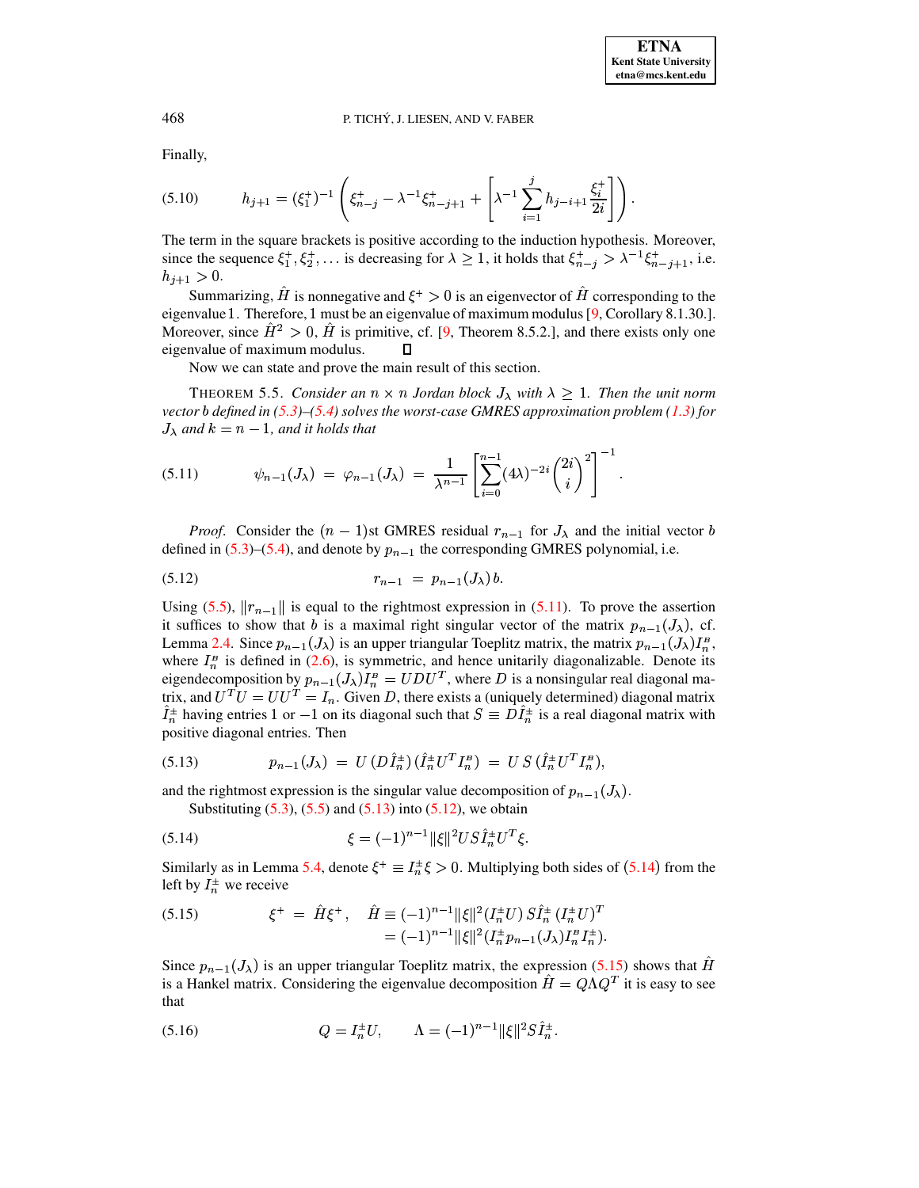Finally,

$$
h_{j+1} = (\xi_1^+)^{-1} \left( \xi_{n-j}^+ - \lambda^{-1} \xi_{n-j+1}^+ + \left[ \lambda^{-1} \sum_{i=1}^{j} h_{j-i+1} \frac{\xi_i^+}{2i} \right] \right). \tag{5.10}
$$

The term in the square brackets is positive according to the induction hypothesis. Moreover, since the sequence $\xi_1^+, \xi_2^+, \ldots$ is decreasing for $\lambda \geq 1$, it holds that $\xi_{n-j}^+ > \lambda^{-1}\xi_{n-j+1}^+$, i.e. $h_{j+1} > 0$.

Summarizing, $\hat{H}$ is nonnegative and $\xi^+ > 0$ is an eigenvector of $\hat{H}$ corresponding to the eigenvalue 1. Therefore, 1 must be an eigenvalue of maximum modulus [9, Corollary 8.1.30.]. Moreover, since $\hat{H}^2 > 0$, $\hat{H}$ is primitive, cf. [9, Theorem 8.5.2.], and there exists only one eigenvalue of maximum modulus. ◻

Now we can state and prove the main result of this section.

THEOREM 5.5. *Consider an $n \times n$ Jordan block $J_\lambda$ with $\lambda \geq 1$. Then the unit norm vector $b$ defined in (5.3)–(5.4) solves the worst-case GMRES approximation problem (1.3) for $J_\lambda$ and $k = n-1$, and it holds that*

$$
\psi_{n-1}(J_\lambda) \;=\; \varphi_{n-1}(J_\lambda) \;=\; \frac{1}{\lambda^{n-1}} \left[ \sum_{i=0}^{n-1} (4\lambda)^{-2i} \binom{2i}{i}^2 \right]^{-1}. \tag{5.11}
$$

*Proof.* Consider the $(n-1)$st GMRES residual $r_{n-1}$ for $J_\lambda$ and the initial vector $b$ defined in (5.3)–(5.4), and denote by $p_{n-1}$ the corresponding GMRES polynomial, i.e.

$$
r_{n-1} \;=\; p_{n-1}(J_\lambda)\, b. \tag{5.12}
$$

Using (5.5), $\|r_{n-1}\|$ is equal to the rightmost expression in (5.11). To prove the assertion it suffices to show that $b$ is a maximal right singular vector of the matrix $p_{n-1}(J_\lambda)$, cf. Lemma 2.4. Since $p_{n-1}(J_\lambda)$ is an upper triangular Toeplitz matrix, the matrix $p_{n-1}(J_\lambda) I_n^{B}$, where $I_n^{B}$ is defined in (2.6), is symmetric, and hence unitarily diagonalizable. Denote its eigendecomposition by $p_{n-1}(J_\lambda) I_n^{B} = U D U^T$, where $D$ is a nonsingular real diagonal matrix, and $U^T U = U U^T = I_n$. Given $D$, there exists a (uniquely determined) diagonal matrix $\hat{I}_n^{\pm}$ having entries 1 or $-1$ on its diagonal such that $S \equiv D \hat{I}_n^{\pm}$ is a real diagonal matrix with positive diagonal entries. Then

$$
p_{n-1}(J_\lambda) \;=\; U\,(D \hat{I}_n^{\pm})\,(\hat{I}_n^{\pm} U^T I_n^{B}) \;=\; U\,S\,(\hat{I}_n^{\pm} U^T I_n^{B}), \tag{5.13}
$$

and the rightmost expression is the singular value decomposition of $p_{n-1}(J_\lambda)$.

Substituting (5.3), (5.5) and (5.13) into (5.12), we obtain

$$
\xi = (-1)^{n-1} \|\xi\|^2 U S \hat{I}_n^{\pm} U^T \xi. \tag{5.14}
$$

Similarly as in Lemma 5.4, denote $\xi^+ \equiv I_n^{\pm} \xi > 0$. Multiplying both sides of (5.14) from the left by $I_n^{\pm}$ we receive

$$
\begin{aligned}
\xi^+ \;=\; \hat{H} \xi^+, \quad \hat{H} &\equiv (-1)^{n-1} \|\xi\|^2 (I_n^{\pm} U)\, S \hat{I}_n^{\pm}\, (I_n^{\pm} U)^T \\
&= (-1)^{n-1} \|\xi\|^2 (I_n^{\pm} p_{n-1}(J_\lambda) I_n^{B} I_n^{\pm}).
\end{aligned} \tag{5.15}
$$

Since $p_{n-1}(J_\lambda)$ is an upper triangular Toeplitz matrix, the expression (5.15) shows that $\hat{H}$ is a Hankel matrix. Considering the eigenvalue decomposition $\hat{H} = Q \Lambda Q^T$ it is easy to see that

$$
Q = I_n^{\pm} U, \qquad \Lambda = (-1)^{n-1} \|\xi\|^2 S \hat{I}_n^{\pm}. \tag{5.16}
$$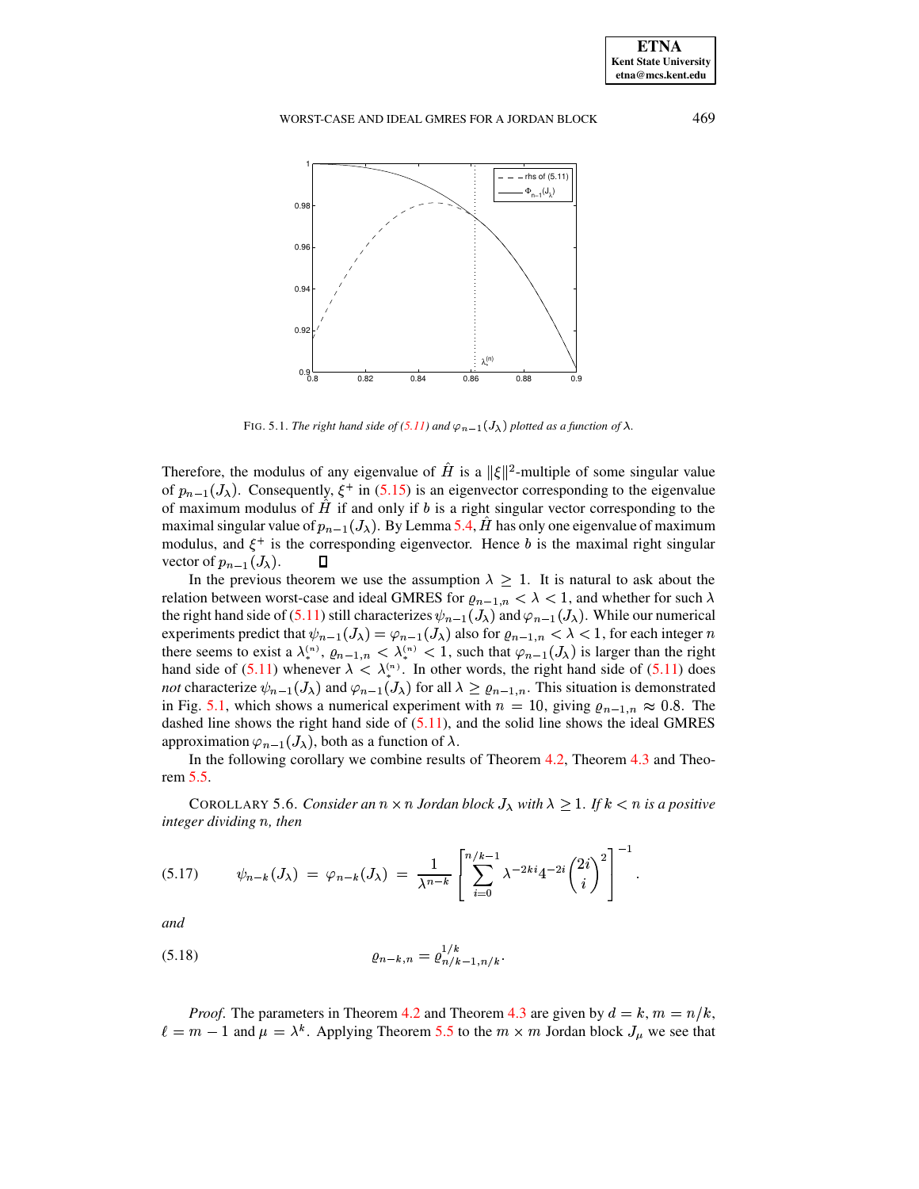FIG. 5.1. *The right hand side of (5.11) and $\varphi_{n-1}(J_\lambda)$ plotted as a function of $\lambda$.*

Therefore, the modulus of any eigenvalue of $\hat{H}$ is a $\|\xi\|^2$-multiple of some singular value of $p_{n-1}(J_\lambda)$. Consequently, $\xi^+$ in (5.15) is an eigenvector corresponding to the eigenvalue of maximum modulus of $\hat{H}$ if and only if $b$ is a right singular vector corresponding to the maximal singular value of $p_{n-1}(J_\lambda)$. By Lemma 5.4, $\hat{H}$ has only one eigenvalue of maximum modulus, and $\xi^+$ is the corresponding eigenvector. Hence $b$ is the maximal right singular vector of $p_{n-1}(J_\lambda)$. □

In the previous theorem we use the assumption $\lambda \geq 1$. It is natural to ask about the relation between worst-case and ideal GMRES for $\varrho_{n-1,n} < \lambda < 1$, and whether for such $\lambda$ the right hand side of (5.11) still characterizes $\psi_{n-1}(J_\lambda)$ and $\varphi_{n-1}(J_\lambda)$. While our numerical experiments predict that $\psi_{n-1}(J_\lambda) = \varphi_{n-1}(J_\lambda)$ also for $\varrho_{n-1,n} < \lambda < 1$, for each integer $n$ there seems to exist a $\lambda_*^{(n)}$, $\varrho_{n-1,n} < \lambda_*^{(n)} < 1$, such that $\varphi_{n-1}(J_\lambda)$ is larger than the right hand side of (5.11) whenever $\lambda < \lambda_*^{(n)}$. In other words, the right hand side of (5.11) does *not* characterize $\psi_{n-1}(J_\lambda)$ and $\varphi_{n-1}(J_\lambda)$ for all $\lambda \geq \varrho_{n-1,n}$. This situation is demonstrated in Fig. 5.1, which shows a numerical experiment with $n = 10$, giving $\varrho_{n-1,n} \approx 0.8$. The dashed line shows the right hand side of (5.11), and the solid line shows the ideal GMRES approximation $\varphi_{n-1}(J_\lambda)$, both as a function of $\lambda$.

In the following corollary we combine results of Theorem 4.2, Theorem 4.3 and Theorem 5.5.

COROLLARY 5.6. *Consider an $n \times n$ Jordan block $J_\lambda$ with $\lambda \geq 1$. If $k < n$ is a positive integer dividing $n$, then*

$$\psi_{n-k}(J_\lambda) \;=\; \varphi_{n-k}(J_\lambda) \;=\; \frac{1}{\lambda^{n-k}} \left[ \sum_{i=0}^{n/k-1} \lambda^{-2ki} 4^{-2i} \binom{2i}{i}^2 \right]^{-1} . \tag{5.17}$$

*and*

$$\varrho_{n-k,n} = \varrho_{n/k-1,n/k}^{1/k} . \tag{5.18}$$

*Proof.* The parameters in Theorem 4.2 and Theorem 4.3 are given by $d = k$, $m = n/k$, $\ell = m - 1$ and $\mu = \lambda^k$. Applying Theorem 5.5 to the $m \times m$ Jordan block $J_\mu$ we see that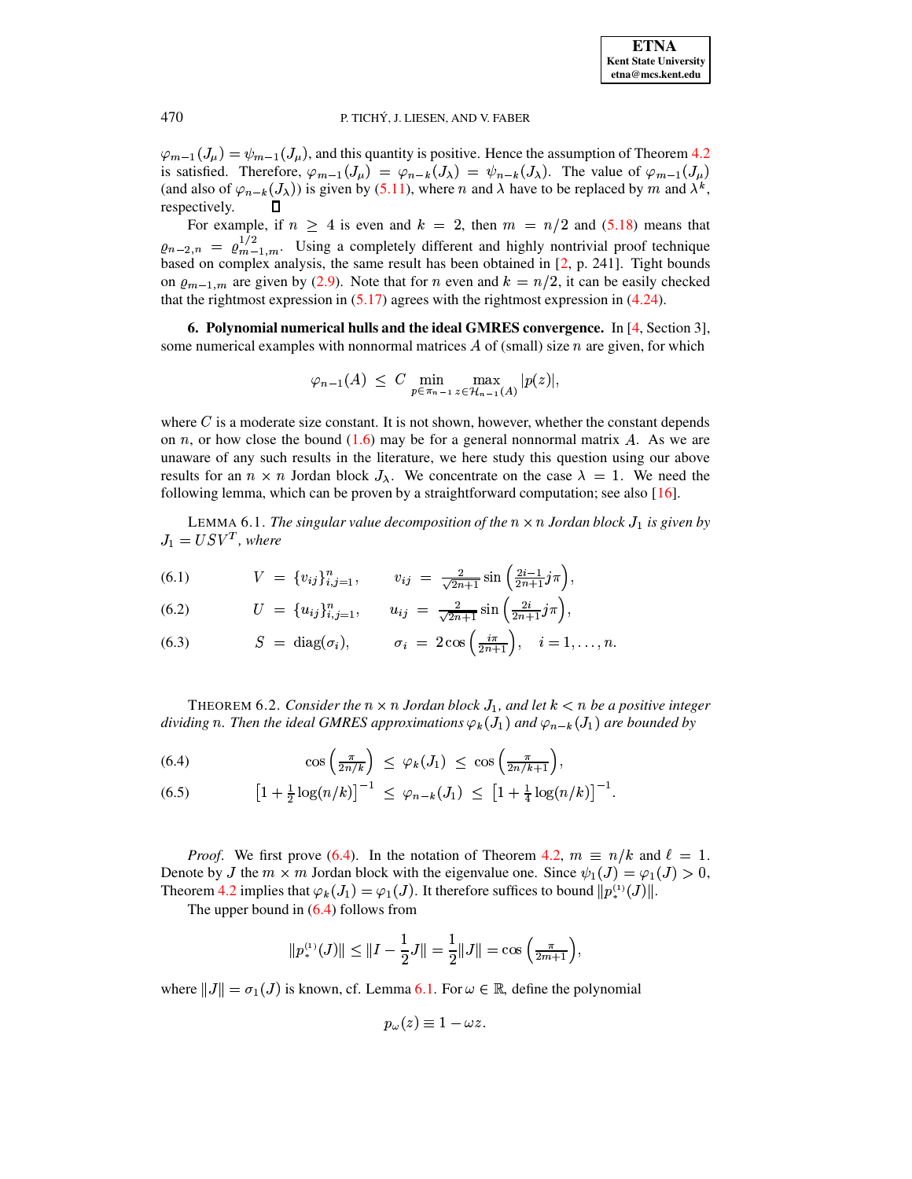$\varphi_{m-1}(J_\mu) = \psi_{m-1}(J_\mu)$, and this quantity is positive. Hence the assumption of Theorem 4.2 is satisfied. Therefore, $\varphi_{m-1}(J_\mu) = \varphi_{n-k}(J_\lambda) = \psi_{n-k}(J_\lambda)$. The value of $\varphi_{m-1}(J_\mu)$ (and also of $\varphi_{n-k}(J_\lambda)$) is given by (5.11), where $n$ and $\lambda$ have to be replaced by $m$ and $\lambda^k$, respectively. ∎

For example, if $n \geq 4$ is even and $k = 2$, then $m = n/2$ and (5.18) means that $\varrho_{n-2,n} = \varrho_{m-1,m}^{1/2}$. Using a completely different and highly nontrivial proof technique based on complex analysis, the same result has been obtained in [2, p. 241]. Tight bounds on $\varrho_{m-1,m}$ are given by (2.9). Note that for $n$ even and $k = n/2$, it can be easily checked that the rightmost expression in (5.17) agrees with the rightmost expression in (4.24).

## 6. Polynomial numerical hulls and the ideal GMRES convergence.

In [4, Section 3], some numerical examples with nonnormal matrices $A$ of (small) size $n$ are given, for which

$$\varphi_{n-1}(A) \leq C \min_{p \in \pi_{n-1}} \max_{z \in \mathcal{H}_{n-1}(A)} |p(z)|,$$

where $C$ is a moderate size constant. It is not shown, however, whether the constant depends on $n$, or how close the bound (1.6) may be for a general nonnormal matrix $A$. As we are unaware of any such results in the literature, we here study this question using our above results for an $n \times n$ Jordan block $J_\lambda$. We concentrate on the case $\lambda = 1$. We need the following lemma, which can be proven by a straightforward computation; see also [16].

LEMMA 6.1. *The singular value decomposition of the $n \times n$ Jordan block $J_1$ is given by $J_1 = USV^T$, where*

$$V = \{v_{ij}\}_{i,j=1}^n, \qquad v_{ij} = \tfrac{2}{\sqrt{2n+1}} \sin\left(\tfrac{2i-1}{2n+1} j\pi\right), \tag{6.1}$$

$$U = \{u_{ij}\}_{i,j=1}^n, \qquad u_{ij} = \tfrac{2}{\sqrt{2n+1}} \sin\left(\tfrac{2i}{2n+1} j\pi\right), \tag{6.2}$$

$$S = \operatorname{diag}(\sigma_i), \qquad \sigma_i = 2\cos\left(\tfrac{i\pi}{2n+1}\right), \quad i = 1, \ldots, n. \tag{6.3}$$

THEOREM 6.2. *Consider the $n \times n$ Jordan block $J_1$, and let $k < n$ be a positive integer dividing $n$. Then the ideal GMRES approximations $\varphi_k(J_1)$ and $\varphi_{n-k}(J_1)$ are bounded by*

$$\cos\left(\tfrac{\pi}{2n/k}\right) \leq \varphi_k(J_1) \leq \cos\left(\tfrac{\pi}{2n/k+1}\right), \tag{6.4}$$

$$\left[1 + \tfrac{1}{2}\log(n/k)\right]^{-1} \leq \varphi_{n-k}(J_1) \leq \left[1 + \tfrac{1}{4}\log(n/k)\right]^{-1}. \tag{6.5}$$

*Proof*. We first prove (6.4). In the notation of Theorem 4.2, $m \equiv n/k$ and $\ell = 1$. Denote by $J$ the $m \times m$ Jordan block with the eigenvalue one. Since $\psi_1(J) = \varphi_1(J) > 0$, Theorem 4.2 implies that $\varphi_k(J_1) = \varphi_1(J)$. It therefore suffices to bound $\|p_*^{(1)}(J)\|$.

The upper bound in (6.4) follows from

$$\|p_*^{(1)}(J)\| \leq \|I - \frac{1}{2}J\| = \frac{1}{2}\|J\| = \cos\left(\tfrac{\pi}{2m+1}\right),$$

where $\|J\| = \sigma_1(J)$ is known, cf. Lemma 6.1. For $\omega \in \mathbb{R}$, define the polynomial

$$p_\omega(z) \equiv 1 - \omega z.$$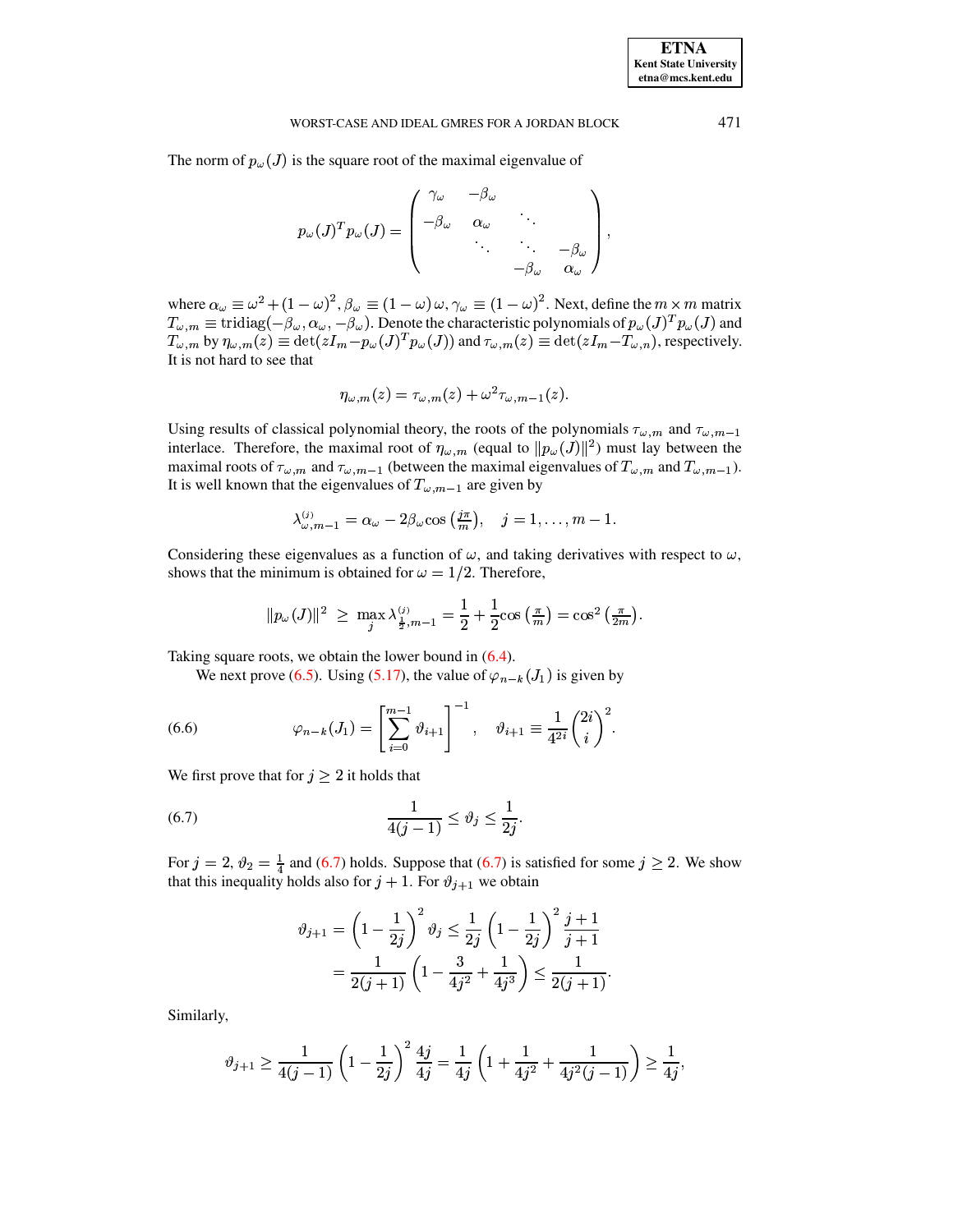The norm of $p_\omega(J)$ is the square root of the maximal eigenvalue of

$$p_\omega(J)^T p_\omega(J) = \begin{pmatrix} \gamma_\omega & -\beta_\omega & & \\ -\beta_\omega & \alpha_\omega & \ddots & \\ & \ddots & \ddots & -\beta_\omega \\ & & -\beta_\omega & \alpha_\omega \end{pmatrix},$$

where $\alpha_\omega \equiv \omega^2 + (1-\omega)^2$, $\beta_\omega \equiv (1-\omega)\,\omega$, $\gamma_\omega \equiv (1-\omega)^2$. Next, define the $m \times m$ matrix $T_{\omega,m} \equiv \text{tridiag}(-\beta_\omega, \alpha_\omega, -\beta_\omega)$. Denote the characteristic polynomials of $p_\omega(J)^T p_\omega(J)$ and $T_{\omega,m}$ by $\eta_{\omega,m}(z) \equiv \det(zI_m - p_\omega(J)^T p_\omega(J))$ and $\tau_{\omega,m}(z) \equiv \det(zI_m - T_{\omega,n})$, respectively. It is not hard to see that

$$\eta_{\omega,m}(z) = \tau_{\omega,m}(z) + \omega^2 \tau_{\omega,m-1}(z).$$

Using results of classical polynomial theory, the roots of the polynomials $\tau_{\omega,m}$ and $\tau_{\omega,m-1}$ interlace. Therefore, the maximal root of $\eta_{\omega,m}$ (equal to $\|p_\omega(J)\|^2$) must lay between the maximal roots of $\tau_{\omega,m}$ and $\tau_{\omega,m-1}$ (between the maximal eigenvalues of $T_{\omega,m}$ and $T_{\omega,m-1}$). It is well known that the eigenvalues of $T_{\omega,m-1}$ are given by

$$\lambda^{(j)}_{\omega,m-1} = \alpha_\omega - 2\beta_\omega \cos\left(\tfrac{j\pi}{m}\right), \quad j = 1, \ldots, m-1.$$

Considering these eigenvalues as a function of $\omega$, and taking derivatives with respect to $\omega$, shows that the minimum is obtained for $\omega = 1/2$. Therefore,

$$\|p_\omega(J)\|^2 \;\geq\; \max_j \lambda^{(j)}_{\frac{1}{2},m-1} = \frac{1}{2} + \frac{1}{2}\cos\left(\tfrac{\pi}{m}\right) = \cos^2\left(\tfrac{\pi}{2m}\right).$$

Taking square roots, we obtain the lower bound in (6.4).

We next prove (6.5). Using (5.17), the value of $\varphi_{n-k}(J_1)$ is given by

$$\varphi_{n-k}(J_1) = \left[\sum_{i=0}^{m-1} \vartheta_{i+1}\right]^{-1}, \quad \vartheta_{i+1} \equiv \frac{1}{4^{2i}}\binom{2i}{i}^2. \tag{6.6}$$

We first prove that for $j \geq 2$ it holds that

$$\frac{1}{4(j-1)} \leq \vartheta_j \leq \frac{1}{2j}. \tag{6.7}$$

For $j = 2$, $\vartheta_2 = \frac{1}{4}$ and (6.7) holds. Suppose that (6.7) is satisfied for some $j \geq 2$. We show that this inequality holds also for $j+1$. For $\vartheta_{j+1}$ we obtain

$$\begin{aligned} \vartheta_{j+1} = \left(1 - \frac{1}{2j}\right)^2 \vartheta_j &\leq \frac{1}{2j}\left(1 - \frac{1}{2j}\right)^2 \frac{j+1}{j+1} \\ &= \frac{1}{2(j+1)}\left(1 - \frac{3}{4j^2} + \frac{1}{4j^3}\right) \leq \frac{1}{2(j+1)}. \end{aligned}$$

Similarly,

$$\vartheta_{j+1} \geq \frac{1}{4(j-1)}\left(1 - \frac{1}{2j}\right)^2 \frac{4j}{4j} = \frac{1}{4j}\left(1 + \frac{1}{4j^2} + \frac{1}{4j^2(j-1)}\right) \geq \frac{1}{4j},$$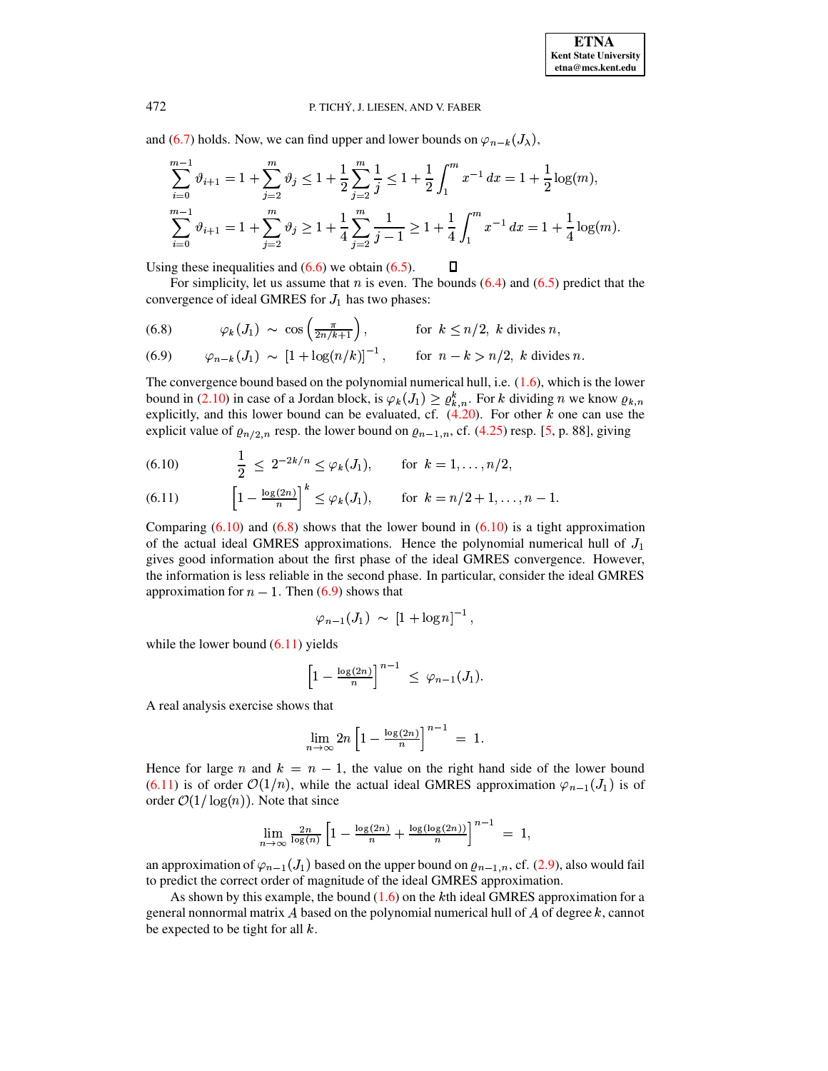and (6.7) holds. Now, we can find upper and lower bounds on $\varphi_{n-k}(J_\lambda)$,

$$\sum_{i=0}^{m-1} \vartheta_{i+1} = 1 + \sum_{j=2}^{m} \vartheta_j \leq 1 + \frac{1}{2}\sum_{j=2}^{m} \frac{1}{j} \leq 1 + \frac{1}{2}\int_1^m x^{-1}\, dx = 1 + \frac{1}{2}\log(m),$$

$$\sum_{i=0}^{m-1} \vartheta_{i+1} = 1 + \sum_{j=2}^{m} \vartheta_j \geq 1 + \frac{1}{4}\sum_{j=2}^{m} \frac{1}{j-1} \geq 1 + \frac{1}{4}\int_1^m x^{-1}\, dx = 1 + \frac{1}{4}\log(m).$$

Using these inequalities and (6.6) we obtain (6.5). ∎

For simplicity, let us assume that $n$ is even. The bounds (6.4) and (6.5) predict that the convergence of ideal GMRES for $J_1$ has two phases:

$$\varphi_k(J_1) \;\sim\; \cos\left(\tfrac{\pi}{2n/k+1}\right), \qquad \text{for } \; k \leq n/2, \; k \text{ divides } n, \tag{6.8}$$

$$\varphi_{n-k}(J_1) \;\sim\; [1 + \log(n/k)]^{-1}, \qquad \text{for } \; n-k > n/2, \; k \text{ divides } n. \tag{6.9}$$

The convergence bound based on the polynomial numerical hull, i.e. (1.6), which is the lower bound in (2.10) in case of a Jordan block, is $\varphi_k(J_1) \geq \varrho_{k,n}^k$. For $k$ dividing $n$ we know $\varrho_{k,n}$ explicitly, and this lower bound can be evaluated, cf. (4.20). For other $k$ one can use the explicit value of $\varrho_{n/2,n}$ resp. the lower bound on $\varrho_{n-1,n}$, cf. (4.25) resp. [5, p. 88], giving

$$\frac{1}{2} \;\leq\; 2^{-2k/n} \leq \varphi_k(J_1), \qquad \text{for } \; k = 1, \ldots, n/2, \tag{6.10}$$

$$\left[1 - \tfrac{\log(2n)}{n}\right]^k \leq \varphi_k(J_1), \qquad \text{for } \; k = n/2+1, \ldots, n-1. \tag{6.11}$$

Comparing (6.10) and (6.8) shows that the lower bound in (6.10) is a tight approximation of the actual ideal GMRES approximations. Hence the polynomial numerical hull of $J_1$ gives good information about the first phase of the ideal GMRES convergence. However, the information is less reliable in the second phase. In particular, consider the ideal GMRES approximation for $n-1$. Then (6.9) shows that

$$\varphi_{n-1}(J_1) \;\sim\; [1 + \log n]^{-1},$$

while the lower bound (6.11) yields

$$\left[1 - \tfrac{\log(2n)}{n}\right]^{n-1} \;\leq\; \varphi_{n-1}(J_1).$$

A real analysis exercise shows that

$$\lim_{n\to\infty} 2n\left[1 - \tfrac{\log(2n)}{n}\right]^{n-1} \;=\; 1.$$

Hence for large $n$ and $k = n-1$, the value on the right hand side of the lower bound (6.11) is of order $\mathcal{O}(1/n)$, while the actual ideal GMRES approximation $\varphi_{n-1}(J_1)$ is of order $\mathcal{O}(1/\log(n))$. Note that since

$$\lim_{n\to\infty} \tfrac{2n}{\log(n)}\left[1 - \tfrac{\log(2n)}{n} + \tfrac{\log(\log(2n))}{n}\right]^{n-1} \;=\; 1,$$

an approximation of $\varphi_{n-1}(J_1)$ based on the upper bound on $\varrho_{n-1,n}$, cf. (2.9), also would fail to predict the correct order of magnitude of the ideal GMRES approximation.

As shown by this example, the bound (1.6) on the $k$th ideal GMRES approximation for a general nonnormal matrix $A$ based on the polynomial numerical hull of $A$ of degree $k$, cannot be expected to be tight for all $k$.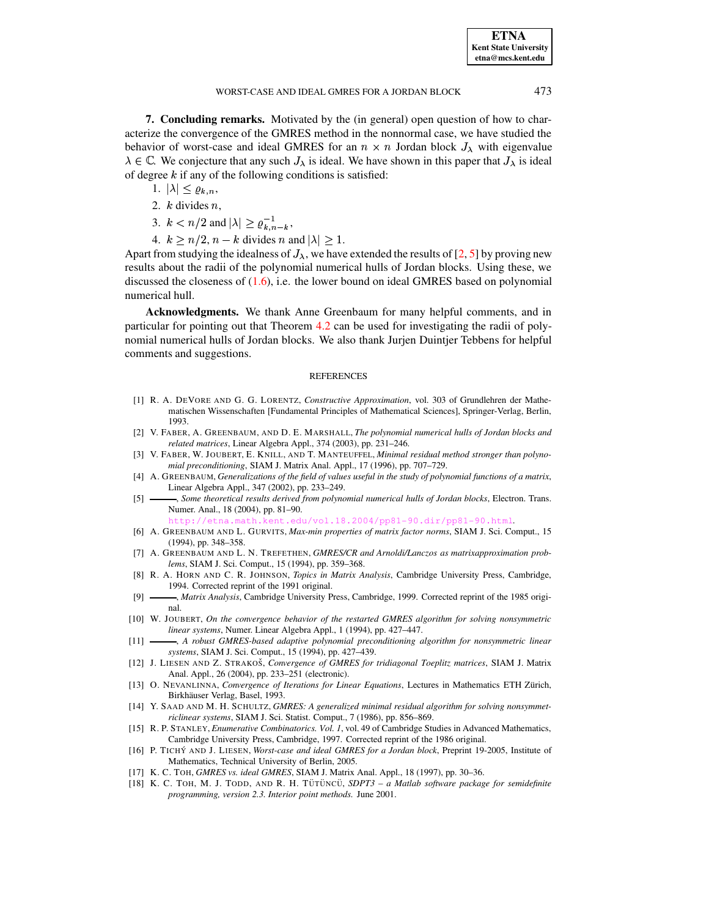**7. Concluding remarks.** Motivated by the (in general) open question of how to characterize the convergence of the GMRES method in the nonnormal case, we have studied the behavior of worst-case and ideal GMRES for an $n \times n$ Jordan block $J_\lambda$ with eigenvalue $\lambda \in \mathbb{C}$. We conjecture that any such $J_\lambda$ is ideal. We have shown in this paper that $J_\lambda$ is ideal of degree $k$ if any of the following conditions is satisfied:

1. $|\lambda| \leq \varrho_{k,n}$,
2. $k$ divides $n$,
3. $k < n/2$ and $|\lambda| \geq \varrho_{k,n-k}^{-1}$,
4. $k \geq n/2$, $n-k$ divides $n$ and $|\lambda| \geq 1$.

Apart from studying the idealness of $J_\lambda$, we have extended the results of [2, 5] by proving new results about the radii of the polynomial numerical hulls of Jordan blocks. Using these, we discussed the closeness of (1.6), i.e. the lower bound on ideal GMRES based on polynomial numerical hull.

**Acknowledgments.** We thank Anne Greenbaum for many helpful comments, and in particular for pointing out that Theorem 4.2 can be used for investigating the radii of polynomial numerical hulls of Jordan blocks. We also thank Jurjen Duintjer Tebbens for helpful comments and suggestions.

## REFERENCES

[1] R. A. DeVore and G. G. Lorentz, *Constructive Approximation*, vol. 303 of Grundlehren der Mathematischen Wissenschaften [Fundamental Principles of Mathematical Sciences], Springer-Verlag, Berlin, 1993.

[2] V. Faber, A. Greenbaum, and D. E. Marshall, *The polynomial numerical hulls of Jordan blocks and related matrices*, Linear Algebra Appl., 374 (2003), pp. 231–246.

[3] V. Faber, W. Joubert, E. Knill, and T. Manteuffel, *Minimal residual method stronger than polynomial preconditioning*, SIAM J. Matrix Anal. Appl., 17 (1996), pp. 707–729.

[4] A. Greenbaum, *Generalizations of the field of values useful in the study of polynomial functions of a matrix*, Linear Algebra Appl., 347 (2002), pp. 233–249.

[5] ———, *Some theoretical results derived from polynomial numerical hulls of Jordan blocks*, Electron. Trans. Numer. Anal., 18 (2004), pp. 81–90. http://etna.math.kent.edu/vol.18.2004/pp81-90.dir/pp81-90.html.

[6] A. Greenbaum and L. Gurvits, *Max-min properties of matrix factor norms*, SIAM J. Sci. Comput., 15 (1994), pp. 348–358.

[7] A. Greenbaum and L. N. Trefethen, *GMRES/CR and Arnoldi/Lanczos as matrixapproximation problems*, SIAM J. Sci. Comput., 15 (1994), pp. 359–368.

[8] R. A. Horn and C. R. Johnson, *Topics in Matrix Analysis*, Cambridge University Press, Cambridge, 1994. Corrected reprint of the 1991 original.

[9] ———, *Matrix Analysis*, Cambridge University Press, Cambridge, 1999. Corrected reprint of the 1985 original.

[10] W. Joubert, *On the convergence behavior of the restarted GMRES algorithm for solving nonsymmetric linear systems*, Numer. Linear Algebra Appl., 1 (1994), pp. 427–447.

[11] ———, *A robust GMRES-based adaptive polynomial preconditioning algorithm for nonsymmetric linear systems*, SIAM J. Sci. Comput., 15 (1994), pp. 427–439.

[12] J. Liesen and Z. Strakoš, *Convergence of GMRES for tridiagonal Toeplitz matrices*, SIAM J. Matrix Anal. Appl., 26 (2004), pp. 233–251 (electronic).

[13] O. Nevanlinna, *Convergence of Iterations for Linear Equations*, Lectures in Mathematics ETH Zürich, Birkhäuser Verlag, Basel, 1993.

[14] Y. Saad and M. H. Schultz, *GMRES: A generalized minimal residual algorithm for solving nonsymmetriclinear systems*, SIAM J. Sci. Statist. Comput., 7 (1986), pp. 856–869.

[15] R. P. Stanley, *Enumerative Combinatorics. Vol. 1*, vol. 49 of Cambridge Studies in Advanced Mathematics, Cambridge University Press, Cambridge, 1997. Corrected reprint of the 1986 original.

[16] P. Tichý and J. Liesen, *Worst-case and ideal GMRES for a Jordan block*, Preprint 19-2005, Institute of Mathematics, Technical University of Berlin, 2005.

[17] K. C. Toh, *GMRES vs. ideal GMRES*, SIAM J. Matrix Anal. Appl., 18 (1997), pp. 30–36.

[18] K. C. Toh, M. J. Todd, and R. H. Tütüncü, *SDPT3 – a Matlab software package for semidefinite programming, version 2.3. Interior point methods.* June 2001.